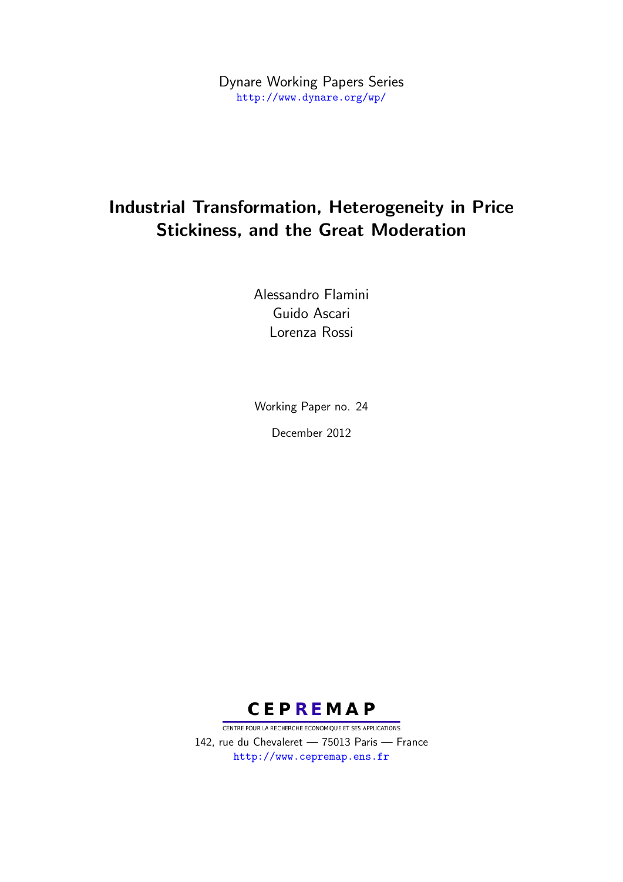Dynare Working Papers Series
http://www.dynare.org/wp/

# Industrial Transformation, Heterogeneity in Price Stickiness, and the Great Moderation

Alessandro Flamini
Guido Ascari
Lorenza Rossi

Working Paper no. 24

December 2012

CEPREMAP
CENTRE POUR LA RECHERCHE ECONOMIQUE ET SES APPLICATIONS
142, rue du Chevaleret — 75013 Paris — France
http://www.cepremap.ens.fr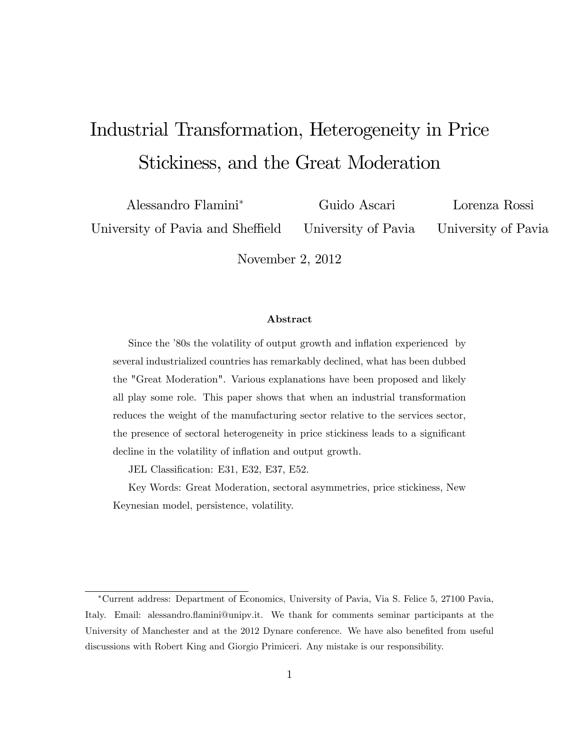# Industrial Transformation, Heterogeneity in Price Stickiness, and the Great Moderation

Alessandro Flamini* — University of Pavia and Sheffield

Guido Ascari — University of Pavia

Lorenza Rossi — University of Pavia

November 2, 2012

### Abstract

Since the '80s the volatility of output growth and inflation experienced by several industrialized countries has remarkably declined, what has been dubbed the "Great Moderation". Various explanations have been proposed and likely all play some role. This paper shows that when an industrial transformation reduces the weight of the manufacturing sector relative to the services sector, the presence of sectoral heterogeneity in price stickiness leads to a significant decline in the volatility of inflation and output growth.

JEL Classification: E31, E32, E37, E52.

Key Words: Great Moderation, sectoral asymmetries, price stickiness, New Keynesian model, persistence, volatility.

---

*Current address: Department of Economics, University of Pavia, Via S. Felice 5, 27100 Pavia, Italy. Email: alessandro.flamini@unipv.it. We thank for comments seminar participants at the University of Manchester and at the 2012 Dynare conference. We have also benefited from useful discussions with Robert King and Giorgio Primiceri. Any mistake is our responsibility.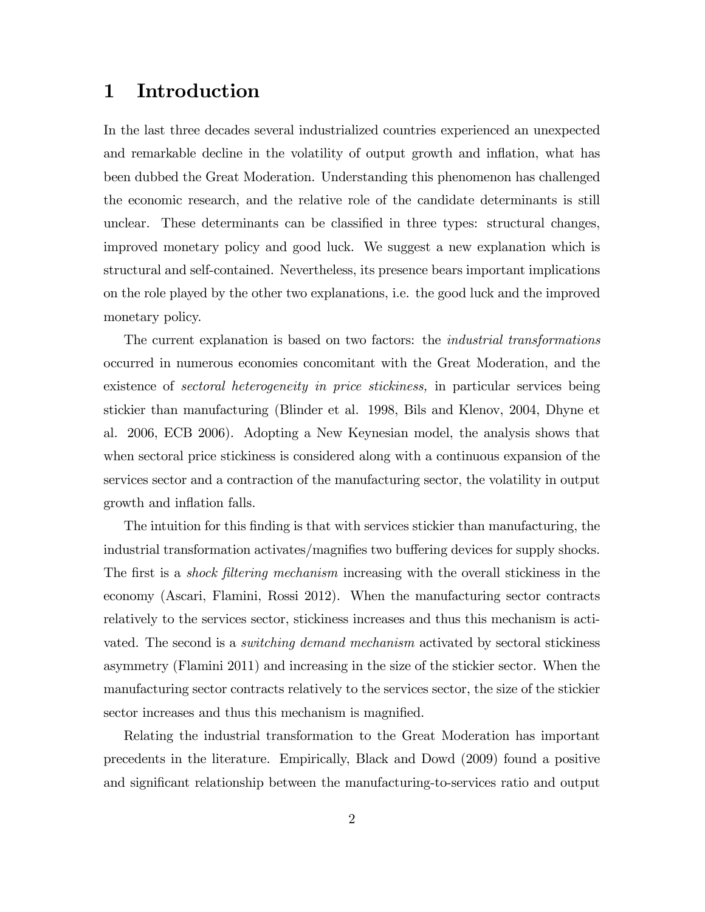# 1 Introduction

In the last three decades several industrialized countries experienced an unexpected and remarkable decline in the volatility of output growth and inflation, what has been dubbed the Great Moderation. Understanding this phenomenon has challenged the economic research, and the relative role of the candidate determinants is still unclear. These determinants can be classified in three types: structural changes, improved monetary policy and good luck. We suggest a new explanation which is structural and self-contained. Nevertheless, its presence bears important implications on the role played by the other two explanations, i.e. the good luck and the improved monetary policy.

The current explanation is based on two factors: the *industrial transformations* occurred in numerous economies concomitant with the Great Moderation, and the existence of *sectoral heterogeneity in price stickiness,* in particular services being stickier than manufacturing (Blinder et al. 1998, Bils and Klenov, 2004, Dhyne et al. 2006, ECB 2006). Adopting a New Keynesian model, the analysis shows that when sectoral price stickiness is considered along with a continuous expansion of the services sector and a contraction of the manufacturing sector, the volatility in output growth and inflation falls.

The intuition for this finding is that with services stickier than manufacturing, the industrial transformation activates/magnifies two buffering devices for supply shocks. The first is a *shock filtering mechanism* increasing with the overall stickiness in the economy (Ascari, Flamini, Rossi 2012). When the manufacturing sector contracts relatively to the services sector, stickiness increases and thus this mechanism is activated. The second is a *switching demand mechanism* activated by sectoral stickiness asymmetry (Flamini 2011) and increasing in the size of the stickier sector. When the manufacturing sector contracts relatively to the services sector, the size of the stickier sector increases and thus this mechanism is magnified.

Relating the industrial transformation to the Great Moderation has important precedents in the literature. Empirically, Black and Dowd (2009) found a positive and significant relationship between the manufacturing-to-services ratio and output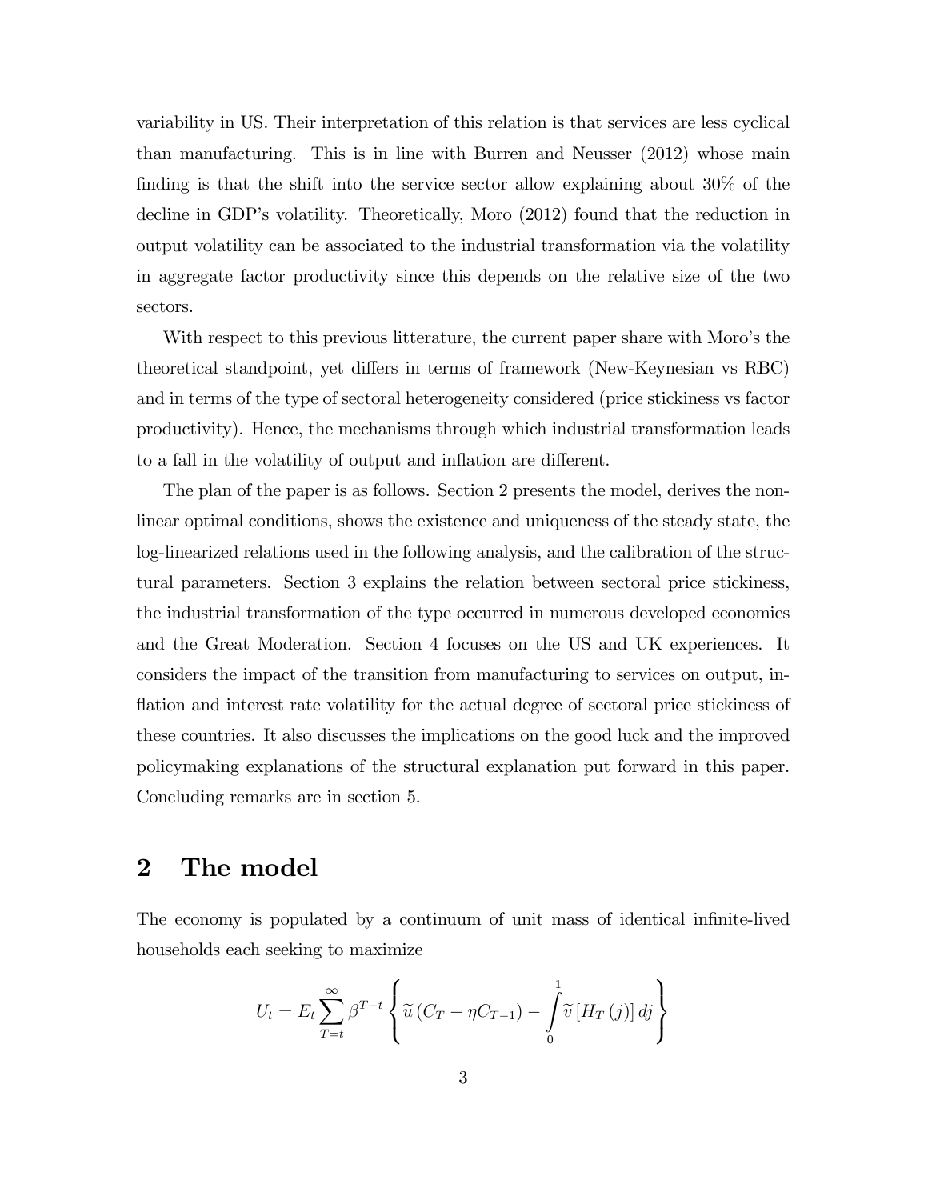variability in US. Their interpretation of this relation is that services are less cyclical than manufacturing. This is in line with Burren and Neusser (2012) whose main finding is that the shift into the service sector allow explaining about 30% of the decline in GDP's volatility. Theoretically, Moro (2012) found that the reduction in output volatility can be associated to the industrial transformation via the volatility in aggregate factor productivity since this depends on the relative size of the two sectors.

With respect to this previous litterature, the current paper share with Moro's the theoretical standpoint, yet differs in terms of framework (New-Keynesian vs RBC) and in terms of the type of sectoral heterogeneity considered (price stickiness vs factor productivity). Hence, the mechanisms through which industrial transformation leads to a fall in the volatility of output and inflation are different.

The plan of the paper is as follows. Section 2 presents the model, derives the non-linear optimal conditions, shows the existence and uniqueness of the steady state, the log-linearized relations used in the following analysis, and the calibration of the structural parameters. Section 3 explains the relation between sectoral price stickiness, the industrial transformation of the type occurred in numerous developed economies and the Great Moderation. Section 4 focuses on the US and UK experiences. It considers the impact of the transition from manufacturing to services on output, inflation and interest rate volatility for the actual degree of sectoral price stickiness of these countries. It also discusses the implications on the good luck and the improved policymaking explanations of the structural explanation put forward in this paper. Concluding remarks are in section 5.

## 2 The model

The economy is populated by a continuum of unit mass of identical infinite-lived households each seeking to maximize

$$U_t = E_t \sum_{T=t}^{\infty} \beta^{T-t} \left\{ \widetilde{u}\left(C_T - \eta C_{T-1}\right) - \int_0^1 \widetilde{v}\left[H_T\left(j\right)\right] dj \right\}$$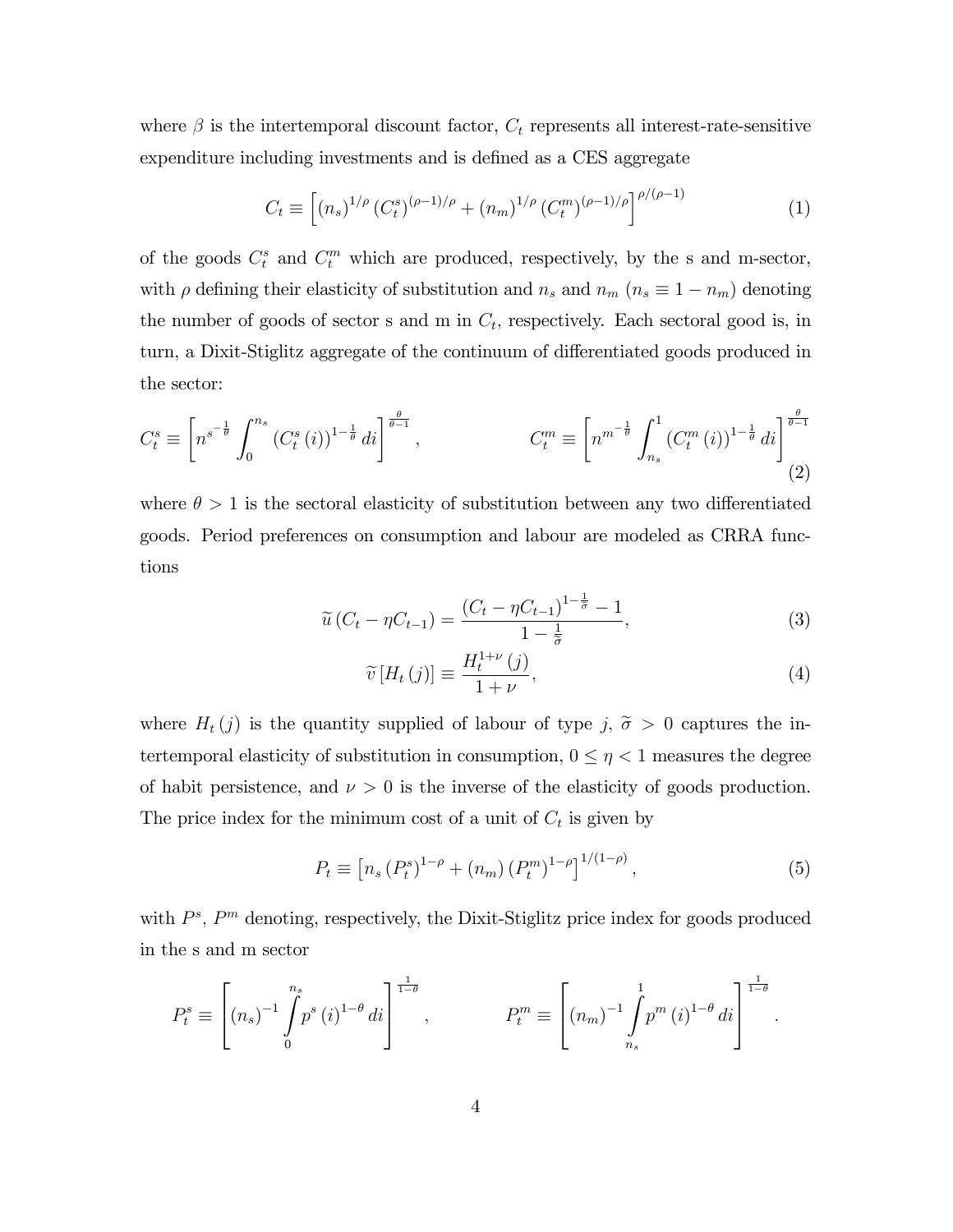where $\beta$ is the intertemporal discount factor, $C_t$ represents all interest-rate-sensitive expenditure including investments and is defined as a CES aggregate

$$C_t \equiv \left[ (n_s)^{1/\rho} \left(C_t^s\right)^{(\rho-1)/\rho} + (n_m)^{1/\rho} \left(C_t^m\right)^{(\rho-1)/\rho} \right]^{\rho/(\rho-1)} \tag{1}$$

of the goods $C_t^s$ and $C_t^m$ which are produced, respectively, by the s and m-sector, with $\rho$ defining their elasticity of substitution and $n_s$ and $n_m$ ($n_s \equiv 1 - n_m$) denoting the number of goods of sector s and m in $C_t$, respectively. Each sectoral good is, in turn, a Dixit-Stiglitz aggregate of the continuum of differentiated goods produced in the sector:

$$C_t^s \equiv \left[ {n^s}^{-\frac{1}{\theta}} \int_0^{n_s} \left(C_t^s(i)\right)^{1-\frac{1}{\theta}} di \right]^{\frac{\theta}{\theta-1}}, \qquad C_t^m \equiv \left[ {n^m}^{-\frac{1}{\theta}} \int_{n_s}^{1} \left(C_t^m(i)\right)^{1-\frac{1}{\theta}} di \right]^{\frac{\theta}{\theta-1}} \tag{2}$$

where $\theta > 1$ is the sectoral elasticity of substitution between any two differentiated goods. Period preferences on consumption and labour are modeled as CRRA functions

$$\widetilde{u}\left(C_t - \eta C_{t-1}\right) = \frac{\left(C_t - \eta C_{t-1}\right)^{1-\frac{1}{\widetilde{\sigma}}} - 1}{1 - \frac{1}{\widetilde{\sigma}}}, \tag{3}$$

$$\widetilde{v}\left[H_t(j)\right] \equiv \frac{H_t^{1+\nu}(j)}{1+\nu}, \tag{4}$$

where $H_t(j)$ is the quantity supplied of labour of type $j$, $\widetilde{\sigma} > 0$ captures the intertemporal elasticity of substitution in consumption, $0 \leq \eta < 1$ measures the degree of habit persistence, and $\nu > 0$ is the inverse of the elasticity of goods production. The price index for the minimum cost of a unit of $C_t$ is given by

$$P_t \equiv \left[ n_s \left(P_t^s\right)^{1-\rho} + (n_m) \left(P_t^m\right)^{1-\rho} \right]^{1/(1-\rho)}, \tag{5}$$

with $P^s$, $P^m$ denoting, respectively, the Dixit-Stiglitz price index for goods produced in the s and m sector

$$P_t^s \equiv \left[ (n_s)^{-1} \int_0^{n_s} p^s(i)^{1-\theta} di \right]^{\frac{1}{1-\theta}}, \qquad P_t^m \equiv \left[ (n_m)^{-1} \int_{n_s}^{1} p^m(i)^{1-\theta} di \right]^{\frac{1}{1-\theta}}.$$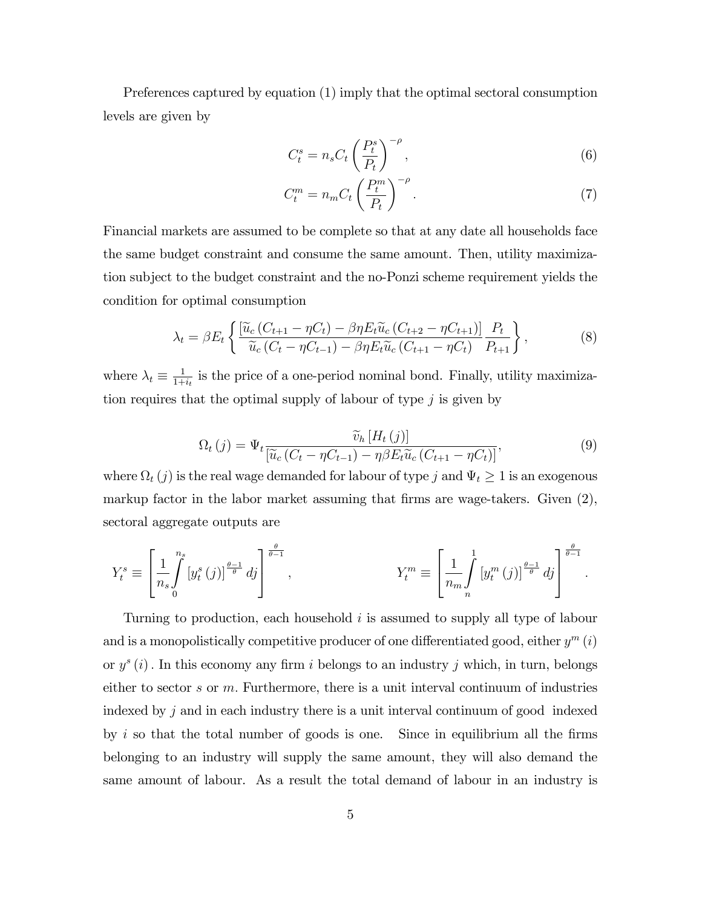Preferences captured by equation (1) imply that the optimal sectoral consumption levels are given by

$$C_t^s = n_s C_t \left(\frac{P_t^s}{P_t}\right)^{-\rho}, \tag{6}$$

$$C_t^m = n_m C_t \left(\frac{P_t^m}{P_t}\right)^{-\rho}. \tag{7}$$

Financial markets are assumed to be complete so that at any date all households face the same budget constraint and consume the same amount. Then, utility maximization subject to the budget constraint and the no-Ponzi scheme requirement yields the condition for optimal consumption

$$\lambda_t = \beta E_t \left\{ \frac{\left[\widetilde{u}_c\left(C_{t+1} - \eta C_t\right) - \beta\eta E_t \widetilde{u}_c\left(C_{t+2} - \eta C_{t+1}\right)\right]}{\widetilde{u}_c\left(C_t - \eta C_{t-1}\right) - \beta\eta E_t \widetilde{u}_c\left(C_{t+1} - \eta C_t\right)} \frac{P_t}{P_{t+1}} \right\}, \tag{8}$$

where $\lambda_t \equiv \frac{1}{1+i_t}$ is the price of a one-period nominal bond. Finally, utility maximization requires that the optimal supply of labour of type $j$ is given by

$$\Omega_t\left(j\right) = \Psi_t \frac{\widetilde{v}_h\left[H_t\left(j\right)\right]}{\left[\widetilde{u}_c\left(C_t - \eta C_{t-1}\right) - \eta\beta E_t \widetilde{u}_c\left(C_{t+1} - \eta C_t\right)\right]}, \tag{9}$$

where $\Omega_t\left(j\right)$ is the real wage demanded for labour of type $j$ and $\Psi_t \geq 1$ is an exogenous markup factor in the labor market assuming that firms are wage-takers. Given (2), sectoral aggregate outputs are

$$Y_t^s \equiv \left[\frac{1}{n_s}\int_0^{n_s} \left[y_t^s\left(j\right)\right]^{\frac{\theta-1}{\theta}} dj\right]^{\frac{\theta}{\theta-1}}, \qquad Y_t^m \equiv \left[\frac{1}{n_m}\int_n^1 \left[y_t^m\left(j\right)\right]^{\frac{\theta-1}{\theta}} dj\right]^{\frac{\theta}{\theta-1}}.$$

Turning to production, each household $i$ is assumed to supply all type of labour and is a monopolistically competitive producer of one differentiated good, either $y^m\left(i\right)$ or $y^s\left(i\right)$. In this economy any firm $i$ belongs to an industry $j$ which, in turn, belongs either to sector $s$ or $m$. Furthermore, there is a unit interval continuum of industries indexed by $j$ and in each industry there is a unit interval continuum of good indexed by $i$ so that the total number of goods is one. Since in equilibrium all the firms belonging to an industry will supply the same amount, they will also demand the same amount of labour. As a result the total demand of labour in an industry is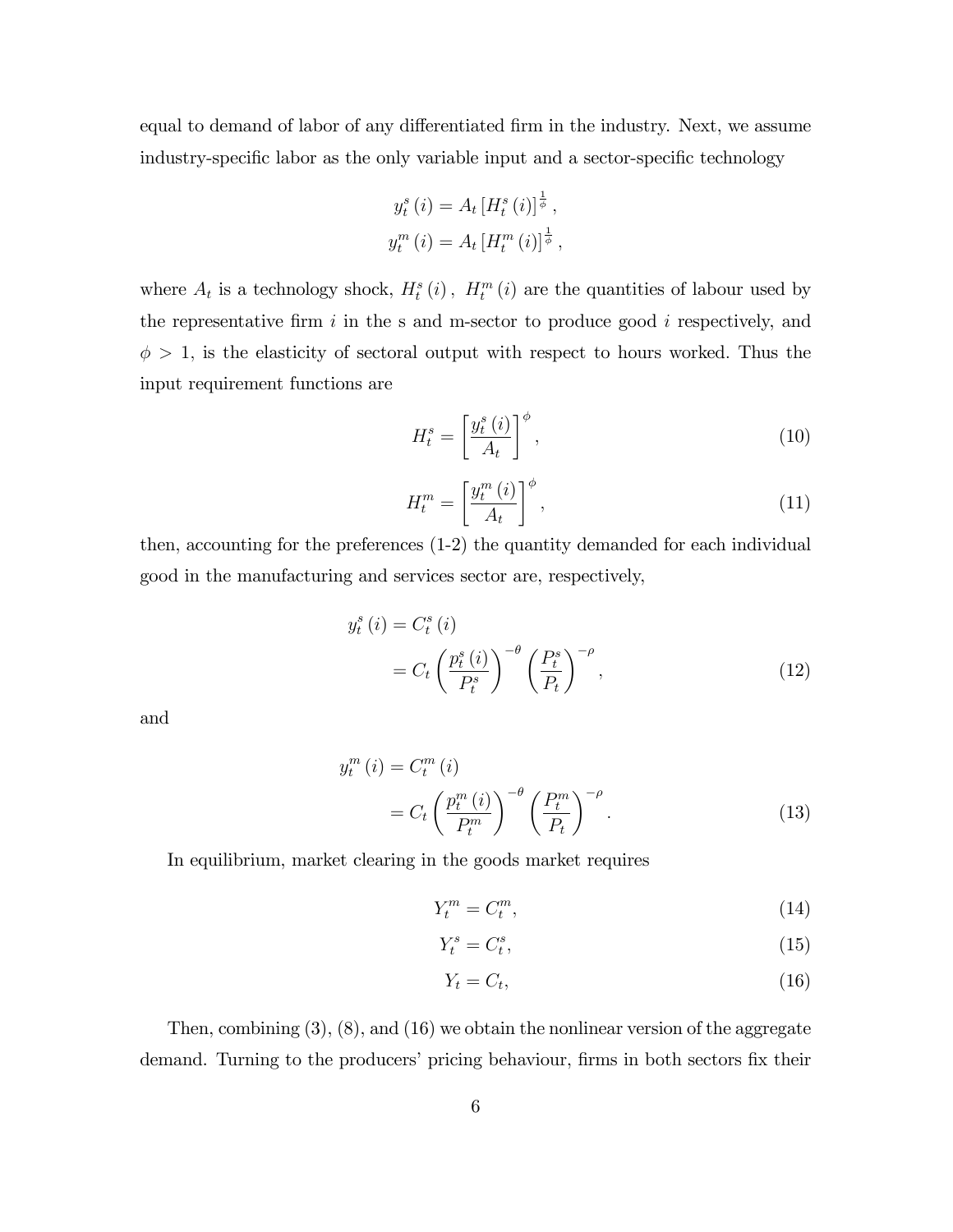equal to demand of labor of any differentiated firm in the industry. Next, we assume industry-specific labor as the only variable input and a sector-specific technology

$$y_t^s(i) = A_t \left[H_t^s(i)\right]^{\frac{1}{\phi}},$$
$$y_t^m(i) = A_t \left[H_t^m(i)\right]^{\frac{1}{\phi}},$$

where $A_t$ is a technology shock, $H_t^s(i)$, $H_t^m(i)$ are the quantities of labour used by the representative firm $i$ in the s and m-sector to produce good $i$ respectively, and $\phi > 1$, is the elasticity of sectoral output with respect to hours worked. Thus the input requirement functions are

$$H_t^s = \left[\frac{y_t^s(i)}{A_t}\right]^{\phi}, \tag{10}$$

$$H_t^m = \left[\frac{y_t^m(i)}{A_t}\right]^{\phi}, \tag{11}$$

then, accounting for the preferences (1-2) the quantity demanded for each individual good in the manufacturing and services sector are, respectively,

$$\begin{aligned} y_t^s(i) &= C_t^s(i) \\ &= C_t \left(\frac{p_t^s(i)}{P_t^s}\right)^{-\theta} \left(\frac{P_t^s}{P_t}\right)^{-\rho}, \end{aligned} \tag{12}$$

and

$$\begin{aligned} y_t^m(i) &= C_t^m(i) \\ &= C_t \left(\frac{p_t^m(i)}{P_t^m}\right)^{-\theta} \left(\frac{P_t^m}{P_t}\right)^{-\rho}. \end{aligned} \tag{13}$$

In equilibrium, market clearing in the goods market requires

$$Y_t^m = C_t^m, \tag{14}$$

$$Y_t^s = C_t^s, \tag{15}$$

$$Y_t = C_t, \tag{16}$$

Then, combining (3), (8), and (16) we obtain the nonlinear version of the aggregate demand. Turning to the producers' pricing behaviour, firms in both sectors fix their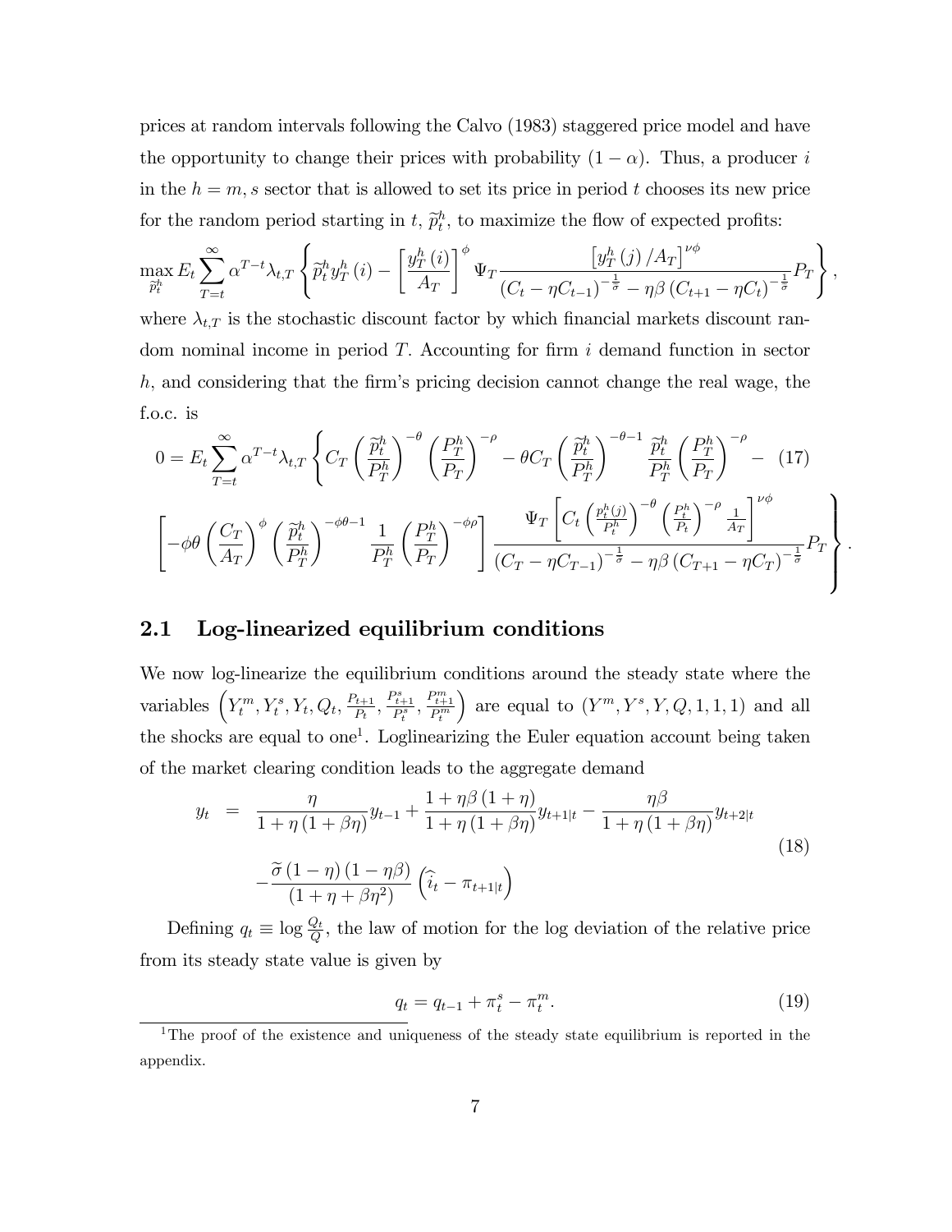prices at random intervals following the Calvo (1983) staggered price model and have the opportunity to change their prices with probability $(1-\alpha)$. Thus, a producer $i$ in the $h = m, s$ sector that is allowed to set its price in period $t$ chooses its new price for the random period starting in $t$, $\widetilde{p}_t^h$, to maximize the flow of expected profits:

$$\max_{\widetilde{p}_t^h} E_t \sum_{T=t}^{\infty} \alpha^{T-t} \lambda_{t,T} \left\{ \widetilde{p}_t^h y_T^h(i) - \left[ \frac{y_T^h(i)}{A_T} \right]^{\phi} \Psi_T \frac{\left[ y_T^h(j)/A_T \right]^{\nu\phi}}{(C_t - \eta C_{t-1})^{-\frac{1}{\sigma}} - \eta\beta (C_{t+1} - \eta C_t)^{-\frac{1}{\sigma}}} P_T \right\},$$

where $\lambda_{t,T}$ is the stochastic discount factor by which financial markets discount random nominal income in period $T$. Accounting for firm $i$ demand function in sector $h$, and considering that the firm's pricing decision cannot change the real wage, the f.o.c. is

$$0 = E_t \sum_{T=t}^{\infty} \alpha^{T-t} \lambda_{t,T} \left\{ C_T \left( \frac{\widetilde{p}_t^h}{P_T^h} \right)^{-\theta} \left( \frac{P_T^h}{P_T} \right)^{-\rho} - \theta C_T \left( \frac{\widetilde{p}_t^h}{P_T^h} \right)^{-\theta-1} \frac{\widetilde{p}_t^h}{P_T^h} \left( \frac{P_T^h}{P_T} \right)^{-\rho} - \right. \quad (17)$$

$$\left. \left[ -\phi\theta \left( \frac{C_T}{A_T} \right)^{\phi} \left( \frac{\widetilde{p}_t^h}{P_T^h} \right)^{-\phi\theta-1} \frac{1}{P_T^h} \left( \frac{P_T^h}{P_T} \right)^{-\phi\rho} \right] \frac{\Psi_T \left[ C_t \left( \frac{p_t^h(j)}{P_t^h} \right)^{-\theta} \left( \frac{P_t^h}{P_t} \right)^{-\rho} \frac{1}{A_T} \right]^{\nu\phi}}{(C_T - \eta C_{T-1})^{-\frac{1}{\sigma}} - \eta\beta (C_{T+1} - \eta C_T)^{-\frac{1}{\sigma}}} P_T \right\}.$$

## 2.1 Log-linearized equilibrium conditions

We now log-linearize the equilibrium conditions around the steady state where the variables $\left( Y_t^m, Y_t^s, Y_t, Q_t, \frac{P_{t+1}}{P_t}, \frac{P_{t+1}^s}{P_t^s}, \frac{P_{t+1}^m}{P_t^m} \right)$ are equal to $(Y^m, Y^s, Y, Q, 1, 1, 1)$ and all the shocks are equal to one[1]. Loglinearizing the Euler equation account being taken of the market clearing condition leads to the aggregate demand

$$\begin{aligned} y_t &= \frac{\eta}{1+\eta(1+\beta\eta)} y_{t-1} + \frac{1+\eta\beta(1+\eta)}{1+\eta(1+\beta\eta)} y_{t+1|t} - \frac{\eta\beta}{1+\eta(1+\beta\eta)} y_{t+2|t} \\ &\quad - \frac{\widetilde{\sigma}(1-\eta)(1-\eta\beta)}{(1+\eta+\beta\eta^2)} \left( \widehat{i}_t - \pi_{t+1|t} \right) \end{aligned} \quad (18)$$

Defining $q_t \equiv \log \frac{Q_t}{Q}$, the law of motion for the log deviation of the relative price from its steady state value is given by

$$q_t = q_{t-1} + \pi_t^s - \pi_t^m. \quad (19)$$

[1] The proof of the existence and uniqueness of the steady state equilibrium is reported in the appendix.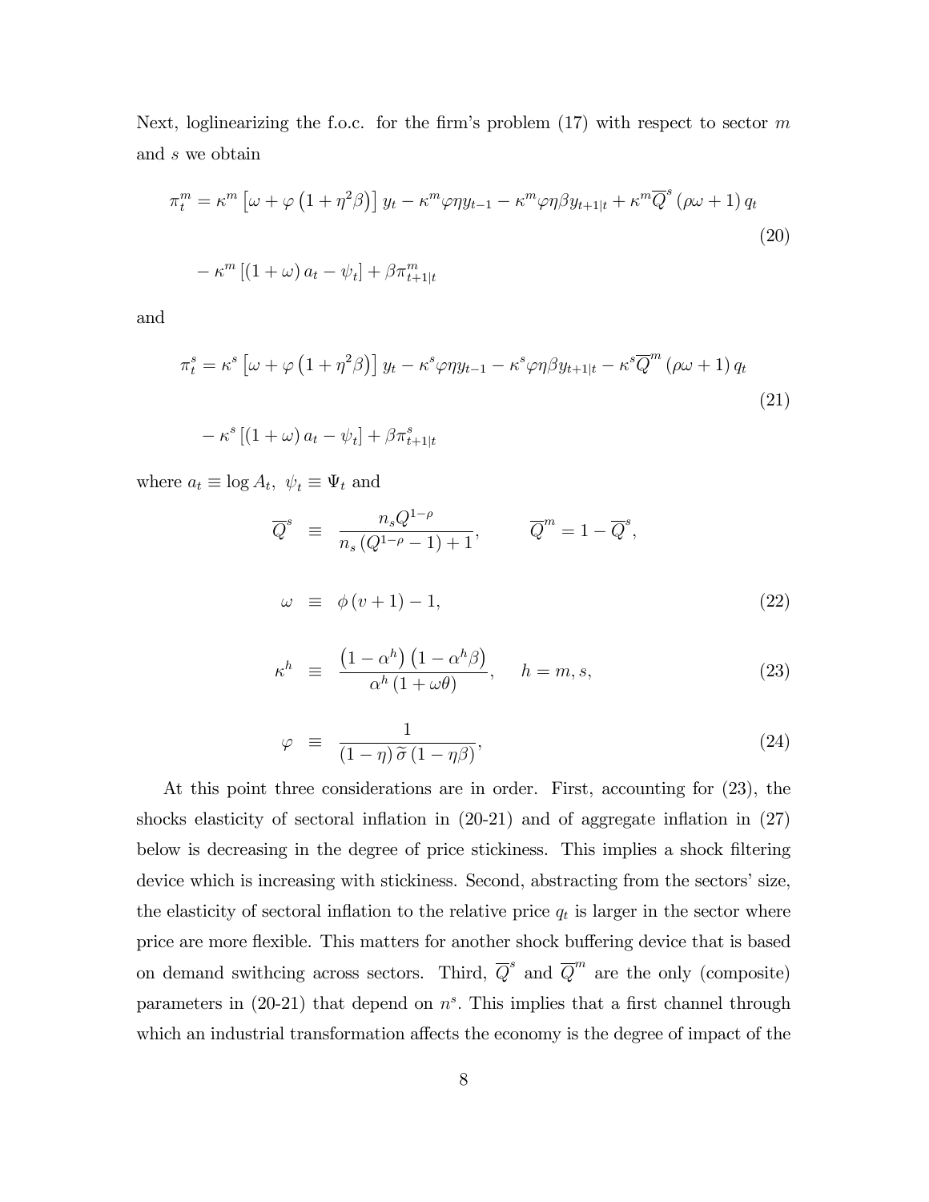Next, loglinearizing the f.o.c. for the firm's problem (17) with respect to sector $m$ and $s$ we obtain

$$\pi_t^m = \kappa^m \left[\omega + \varphi \left(1 + \eta^2 \beta\right)\right] y_t - \kappa^m \varphi \eta y_{t-1} - \kappa^m \varphi \eta \beta y_{t+1|t} + \kappa^m \overline{Q}^s \left(\rho \omega + 1\right) q_t \tag{20}$$

$$- \kappa^m \left[\left(1 + \omega\right) a_t - \psi_t\right] + \beta \pi_{t+1|t}^m$$

and

$$\pi_t^s = \kappa^s \left[\omega + \varphi \left(1 + \eta^2 \beta\right)\right] y_t - \kappa^s \varphi \eta y_{t-1} - \kappa^s \varphi \eta \beta y_{t+1|t} - \kappa^s \overline{Q}^m \left(\rho \omega + 1\right) q_t \tag{21}$$

$$- \kappa^s \left[\left(1 + \omega\right) a_t - \psi_t\right] + \beta \pi_{t+1|t}^s$$

where $a_t \equiv \log A_t$, $\psi_t \equiv \Psi_t$ and

$$\overline{Q}^s \equiv \frac{n_s Q^{1-\rho}}{n_s \left(Q^{1-\rho} - 1\right) + 1}, \qquad \overline{Q}^m = 1 - \overline{Q}^s,$$

$$\omega \equiv \phi \left(v + 1\right) - 1, \tag{22}$$

$$\kappa^h \equiv \frac{\left(1 - \alpha^h\right)\left(1 - \alpha^h \beta\right)}{\alpha^h \left(1 + \omega \theta\right)}, \quad h = m, s, \tag{23}$$

$$\varphi \equiv \frac{1}{\left(1 - \eta\right) \widetilde{\sigma} \left(1 - \eta \beta\right)}, \tag{24}$$

At this point three considerations are in order. First, accounting for (23), the shocks elasticity of sectoral inflation in (20-21) and of aggregate inflation in (27) below is decreasing in the degree of price stickiness. This implies a shock filtering device which is increasing with stickiness. Second, abstracting from the sectors' size, the elasticity of sectoral inflation to the relative price $q_t$ is larger in the sector where price are more flexible. This matters for another shock buffering device that is based on demand swithcing across sectors. Third, $\overline{Q}^s$ and $\overline{Q}^m$ are the only (composite) parameters in (20-21) that depend on $n^s$. This implies that a first channel through which an industrial transformation affects the economy is the degree of impact of the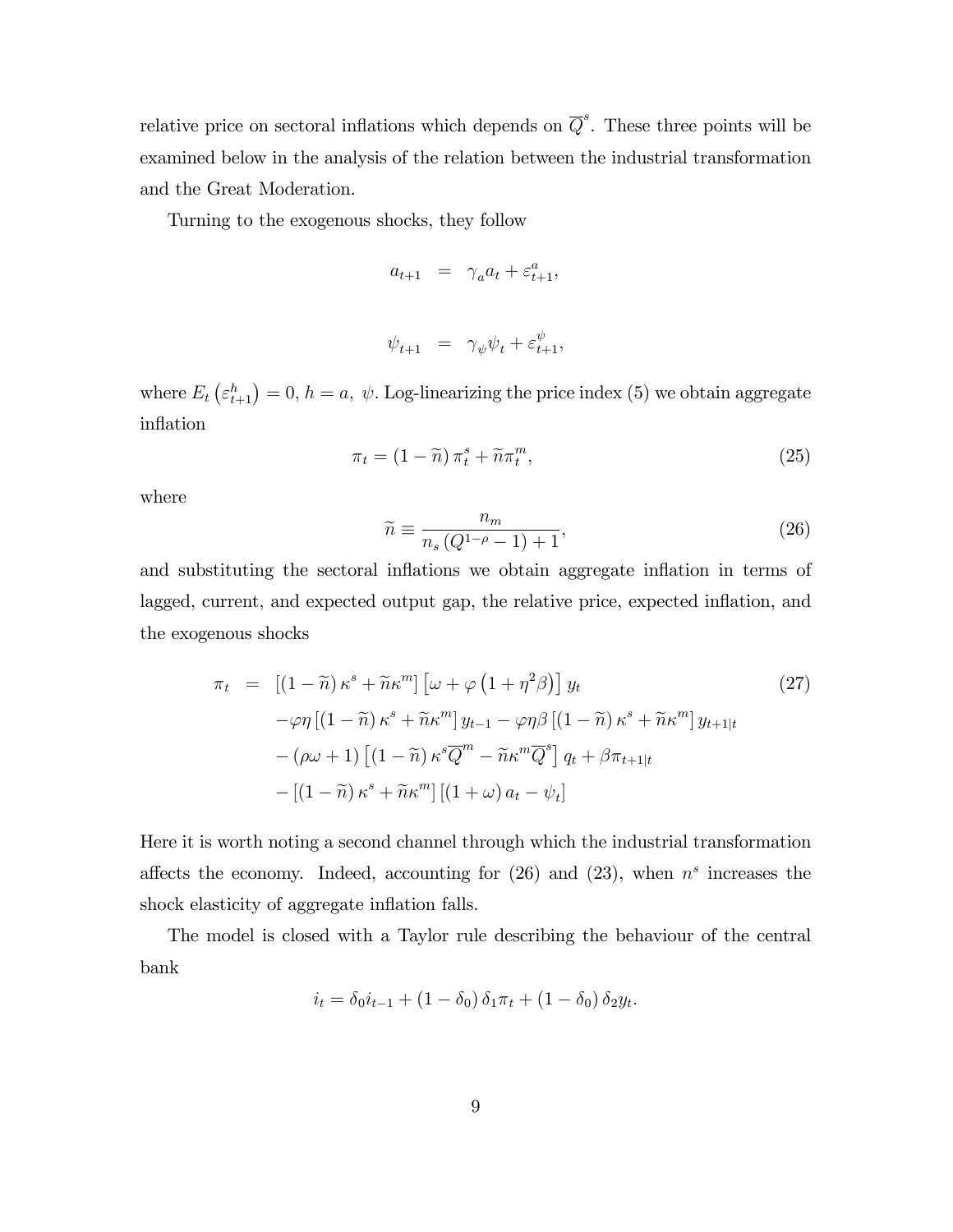relative price on sectoral inflations which depends on $\overline{Q}^s$. These three points will be examined below in the analysis of the relation between the industrial transformation and the Great Moderation.

Turning to the exogenous shocks, they follow

$$a_{t+1} = \gamma_a a_t + \varepsilon^a_{t+1},$$

$$\psi_{t+1} = \gamma_\psi \psi_t + \varepsilon^\psi_{t+1},$$

where $E_t\left(\varepsilon^h_{t+1}\right) = 0$, $h = a,\ \psi$. Log-linearizing the price index (5) we obtain aggregate inflation

$$\pi_t = \left(1 - \widetilde{n}\right)\pi^s_t + \widetilde{n}\pi^m_t, \tag{25}$$

where

$$\widetilde{n} \equiv \frac{n_m}{n_s\left(Q^{1-\rho} - 1\right) + 1}, \tag{26}$$

and substituting the sectoral inflations we obtain aggregate inflation in terms of lagged, current, and expected output gap, the relative price, expected inflation, and the exogenous shocks

$$\begin{aligned}
\pi_t \;=\; & \left[\left(1-\widetilde{n}\right)\kappa^s + \widetilde{n}\kappa^m\right]\left[\omega + \varphi\left(1+\eta^2\beta\right)\right] y_t \\
& -\varphi\eta\left[\left(1-\widetilde{n}\right)\kappa^s + \widetilde{n}\kappa^m\right] y_{t-1} - \varphi\eta\beta\left[\left(1-\widetilde{n}\right)\kappa^s + \widetilde{n}\kappa^m\right] y_{t+1|t} \\
& -\left(\rho\omega + 1\right)\left[\left(1-\widetilde{n}\right)\kappa^s\overline{Q}^m - \widetilde{n}\kappa^m\overline{Q}^s\right] q_t + \beta\pi_{t+1|t} \\
& -\left[\left(1-\widetilde{n}\right)\kappa^s + \widetilde{n}\kappa^m\right]\left[\left(1+\omega\right)a_t - \psi_t\right]
\end{aligned} \tag{27}$$

Here it is worth noting a second channel through which the industrial transformation affects the economy. Indeed, accounting for (26) and (23), when $n^s$ increases the shock elasticity of aggregate inflation falls.

The model is closed with a Taylor rule describing the behaviour of the central bank

$$i_t = \delta_0 i_{t-1} + \left(1-\delta_0\right)\delta_1\pi_t + \left(1-\delta_0\right)\delta_2 y_t.$$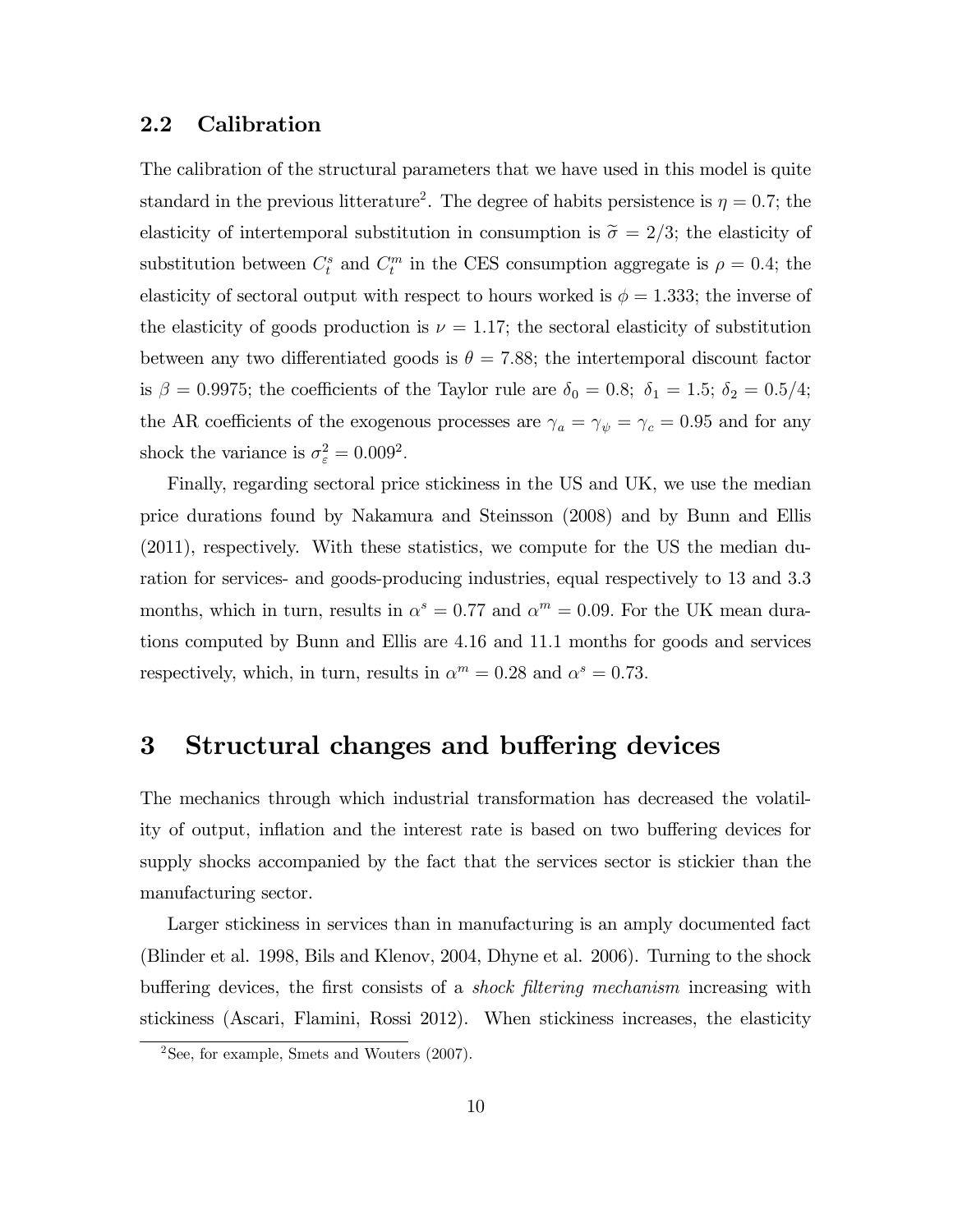## 2.2 Calibration

The calibration of the structural parameters that we have used in this model is quite standard in the previous litterature[2]. The degree of habits persistence is $\eta = 0.7$; the elasticity of intertemporal substitution in consumption is $\widetilde{\sigma} = 2/3$; the elasticity of substitution between $C_t^s$ and $C_t^m$ in the CES consumption aggregate is $\rho = 0.4$; the elasticity of sectoral output with respect to hours worked is $\phi = 1.333$; the inverse of the elasticity of goods production is $\nu = 1.17$; the sectoral elasticity of substitution between any two differentiated goods is $\theta = 7.88$; the intertemporal discount factor is $\beta = 0.9975$; the coefficients of the Taylor rule are $\delta_0 = 0.8$; $\delta_1 = 1.5$; $\delta_2 = 0.5/4$; the AR coefficients of the exogenous processes are $\gamma_a = \gamma_\psi = \gamma_c = 0.95$ and for any shock the variance is $\sigma_\varepsilon^2 = 0.009^2$.

Finally, regarding sectoral price stickiness in the US and UK, we use the median price durations found by Nakamura and Steinsson (2008) and by Bunn and Ellis (2011), respectively. With these statistics, we compute for the US the median duration for services- and goods-producing industries, equal respectively to 13 and 3.3 months, which in turn, results in $\alpha^s = 0.77$ and $\alpha^m = 0.09$. For the UK mean durations computed by Bunn and Ellis are 4.16 and 11.1 months for goods and services respectively, which, in turn, results in $\alpha^m = 0.28$ and $\alpha^s = 0.73$.

# 3 Structural changes and buffering devices

The mechanics through which industrial transformation has decreased the volatility of output, inflation and the interest rate is based on two buffering devices for supply shocks accompanied by the fact that the services sector is stickier than the manufacturing sector.

Larger stickiness in services than in manufacturing is an amply documented fact (Blinder et al. 1998, Bils and Klenov, 2004, Dhyne et al. 2006). Turning to the shock buffering devices, the first consists of a *shock filtering mechanism* increasing with stickiness (Ascari, Flamini, Rossi 2012). When stickiness increases, the elasticity

[2] See, for example, Smets and Wouters (2007).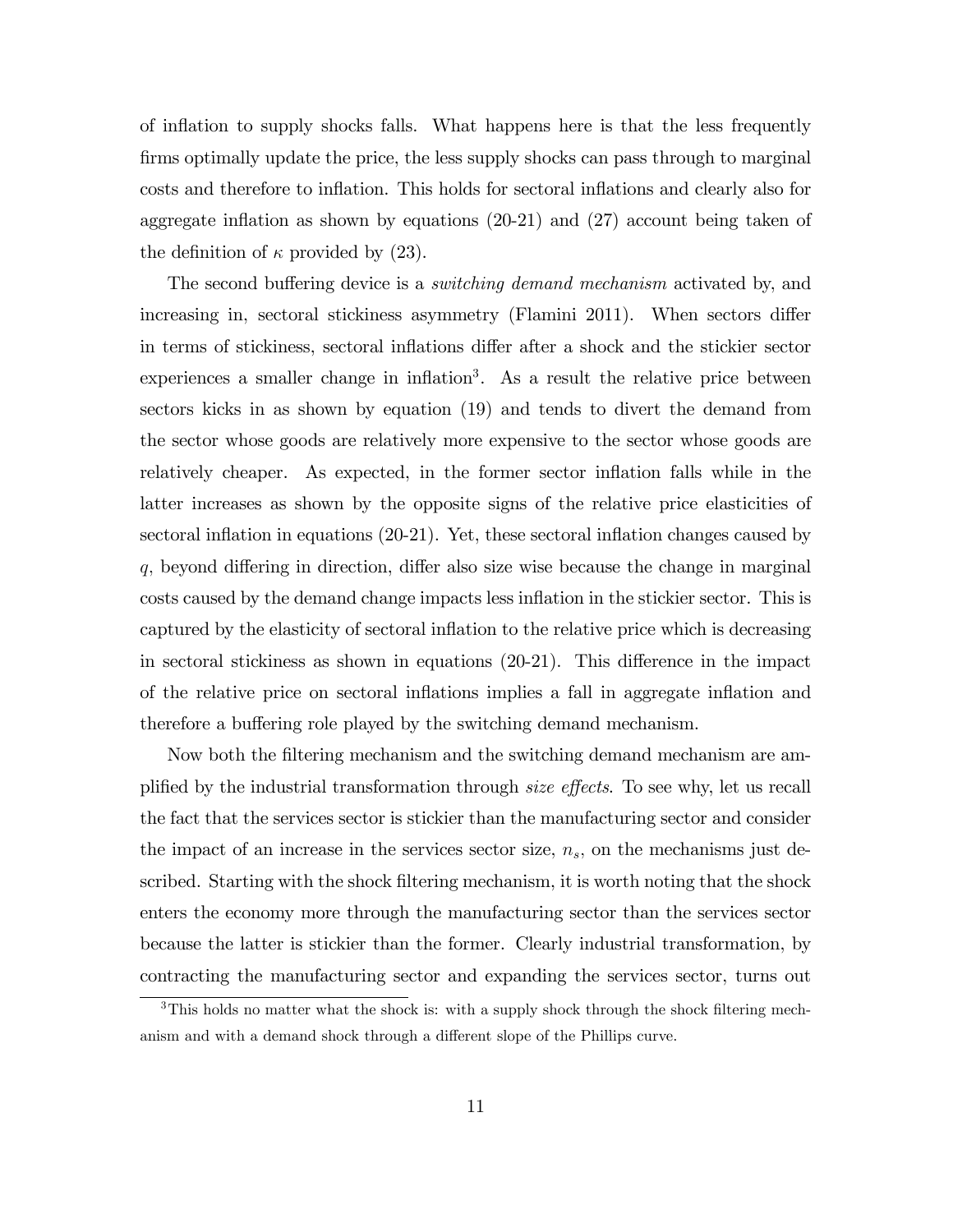of inflation to supply shocks falls. What happens here is that the less frequently firms optimally update the price, the less supply shocks can pass through to marginal costs and therefore to inflation. This holds for sectoral inflations and clearly also for aggregate inflation as shown by equations (20-21) and (27) account being taken of the definition of $\kappa$ provided by (23).

The second buffering device is a *switching demand mechanism* activated by, and increasing in, sectoral stickiness asymmetry (Flamini 2011). When sectors differ in terms of stickiness, sectoral inflations differ after a shock and the stickier sector experiences a smaller change in inflation[3]. As a result the relative price between sectors kicks in as shown by equation (19) and tends to divert the demand from the sector whose goods are relatively more expensive to the sector whose goods are relatively cheaper. As expected, in the former sector inflation falls while in the latter increases as shown by the opposite signs of the relative price elasticities of sectoral inflation in equations (20-21). Yet, these sectoral inflation changes caused by $q$, beyond differing in direction, differ also size wise because the change in marginal costs caused by the demand change impacts less inflation in the stickier sector. This is captured by the elasticity of sectoral inflation to the relative price which is decreasing in sectoral stickiness as shown in equations (20-21). This difference in the impact of the relative price on sectoral inflations implies a fall in aggregate inflation and therefore a buffering role played by the switching demand mechanism.

Now both the filtering mechanism and the switching demand mechanism are amplified by the industrial transformation through *size effects*. To see why, let us recall the fact that the services sector is stickier than the manufacturing sector and consider the impact of an increase in the services sector size, $n_s$, on the mechanisms just described. Starting with the shock filtering mechanism, it is worth noting that the shock enters the economy more through the manufacturing sector than the services sector because the latter is stickier than the former. Clearly industrial transformation, by contracting the manufacturing sector and expanding the services sector, turns out

[3] This holds no matter what the shock is: with a supply shock through the shock filtering mechanism and with a demand shock through a different slope of the Phillips curve.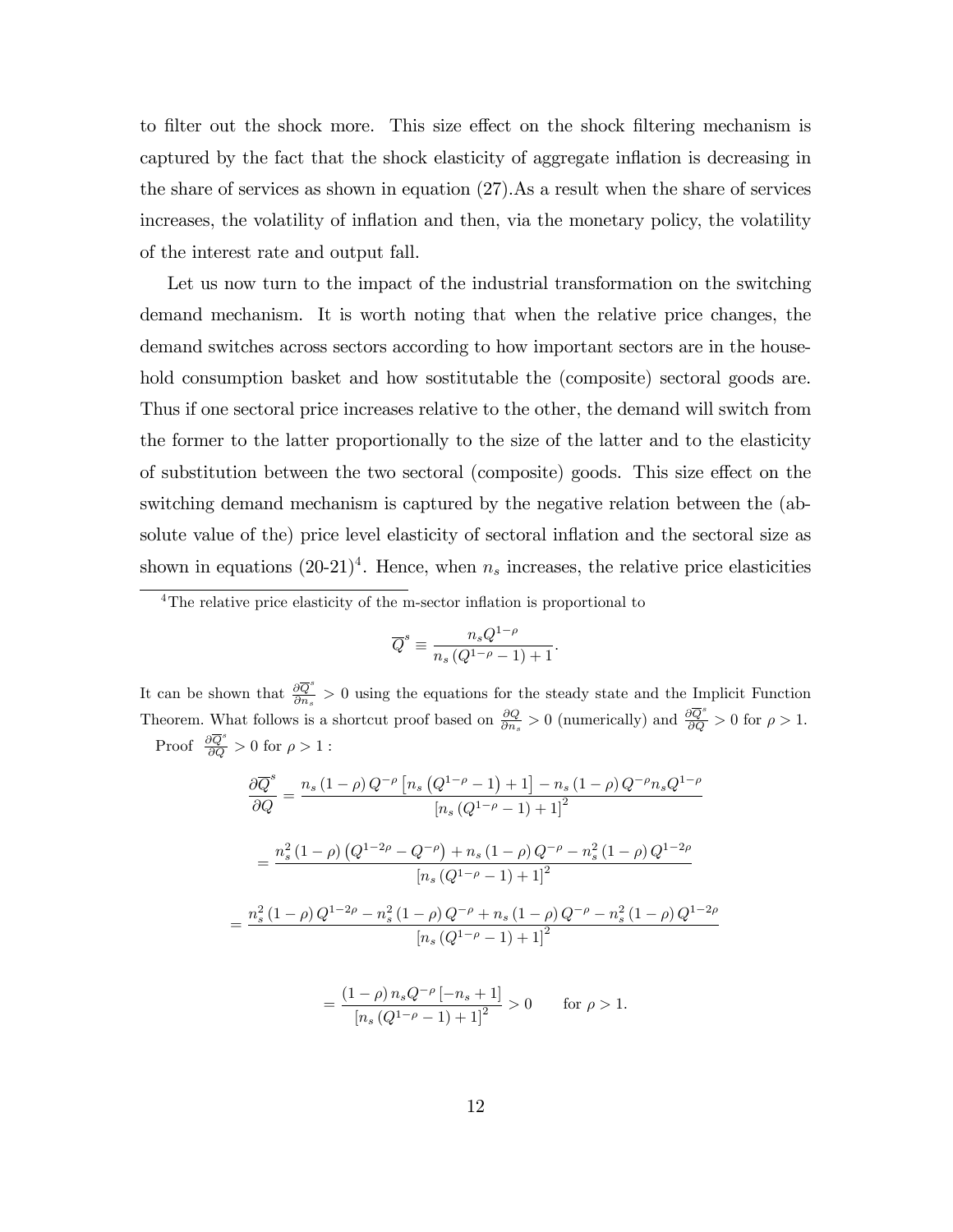to filter out the shock more. This size effect on the shock filtering mechanism is captured by the fact that the shock elasticity of aggregate inflation is decreasing in the share of services as shown in equation (27).As a result when the share of services increases, the volatility of inflation and then, via the monetary policy, the volatility of the interest rate and output fall.

Let us now turn to the impact of the industrial transformation on the switching demand mechanism. It is worth noting that when the relative price changes, the demand switches across sectors according to how important sectors are in the household consumption basket and how sostitutable the (composite) sectoral goods are. Thus if one sectoral price increases relative to the other, the demand will switch from the former to the latter proportionally to the size of the latter and to the elasticity of substitution between the two sectoral (composite) goods. This size effect on the switching demand mechanism is captured by the negative relation between the (absolute value of the) price level elasticity of sectoral inflation and the sectoral size as shown in equations (20-21)[4]. Hence, when $n_s$ increases, the relative price elasticities

---

[4] The relative price elasticity of the m-sector inflation is proportional to

$$\overline{Q}^s \equiv \frac{n_s Q^{1-\rho}}{n_s \left(Q^{1-\rho} - 1\right) + 1}.$$

It can be shown that $\frac{\partial \overline{Q}^s}{\partial n_s} > 0$ using the equations for the steady state and the Implicit Function Theorem. What follows is a shortcut proof based on $\frac{\partial Q}{\partial n_s} > 0$ (numerically) and $\frac{\partial \overline{Q}^s}{\partial Q} > 0$ for $\rho > 1$.

Proof $\frac{\partial \overline{Q}^s}{\partial Q} > 0$ for $\rho > 1$ :

$$\frac{\partial \overline{Q}^s}{\partial Q} = \frac{n_s (1-\rho) Q^{-\rho} \left[n_s \left(Q^{1-\rho} - 1\right) + 1\right] - n_s (1-\rho) Q^{-\rho} n_s Q^{1-\rho}}{\left[n_s \left(Q^{1-\rho} - 1\right) + 1\right]^2}$$

$$= \frac{n_s^2 (1-\rho) \left(Q^{1-2\rho} - Q^{-\rho}\right) + n_s (1-\rho) Q^{-\rho} - n_s^2 (1-\rho) Q^{1-2\rho}}{\left[n_s \left(Q^{1-\rho} - 1\right) + 1\right]^2}$$

$$= \frac{n_s^2 (1-\rho) Q^{1-2\rho} - n_s^2 (1-\rho) Q^{-\rho} + n_s (1-\rho) Q^{-\rho} - n_s^2 (1-\rho) Q^{1-2\rho}}{\left[n_s \left(Q^{1-\rho} - 1\right) + 1\right]^2}$$

$$= \frac{(1-\rho) n_s Q^{-\rho} \left[-n_s + 1\right]}{\left[n_s \left(Q^{1-\rho} - 1\right) + 1\right]^2} > 0 \qquad \text{for } \rho > 1.$$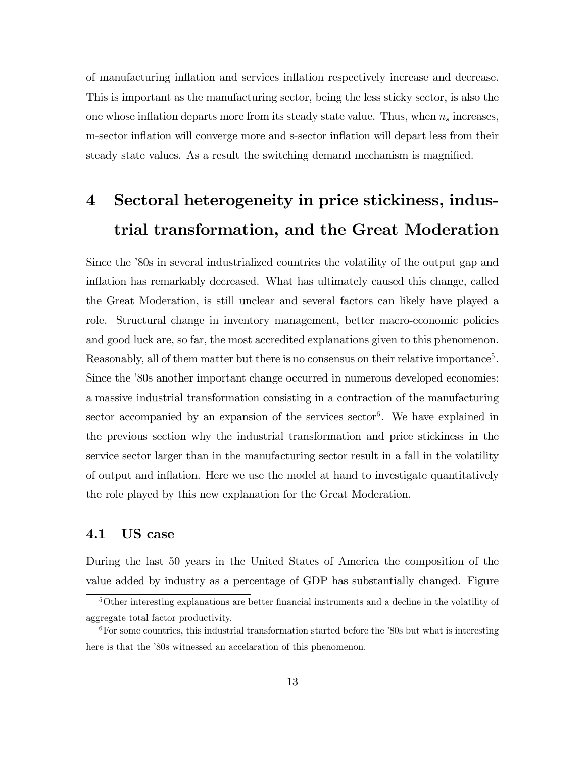of manufacturing inflation and services inflation respectively increase and decrease. This is important as the manufacturing sector, being the less sticky sector, is also the one whose inflation departs more from its steady state value. Thus, when $n_s$ increases, m-sector inflation will converge more and s-sector inflation will depart less from their steady state values. As a result the switching demand mechanism is magnified.

# 4 Sectoral heterogeneity in price stickiness, industrial transformation, and the Great Moderation

Since the '80s in several industrialized countries the volatility of the output gap and inflation has remarkably decreased. What has ultimately caused this change, called the Great Moderation, is still unclear and several factors can likely have played a role. Structural change in inventory management, better macro-economic policies and good luck are, so far, the most accredited explanations given to this phenomenon. Reasonably, all of them matter but there is no consensus on their relative importance[5]. Since the '80s another important change occurred in numerous developed economies: a massive industrial transformation consisting in a contraction of the manufacturing sector accompanied by an expansion of the services sector[6]. We have explained in the previous section why the industrial transformation and price stickiness in the service sector larger than in the manufacturing sector result in a fall in the volatility of output and inflation. Here we use the model at hand to investigate quantitatively the role played by this new explanation for the Great Moderation.

## 4.1 US case

During the last 50 years in the United States of America the composition of the value added by industry as a percentage of GDP has substantially changed. Figure

[5] Other interesting explanations are better financial instruments and a decline in the volatility of aggregate total factor productivity.

[6] For some countries, this industrial transformation started before the '80s but what is interesting here is that the '80s witnessed an accelaration of this phenomenon.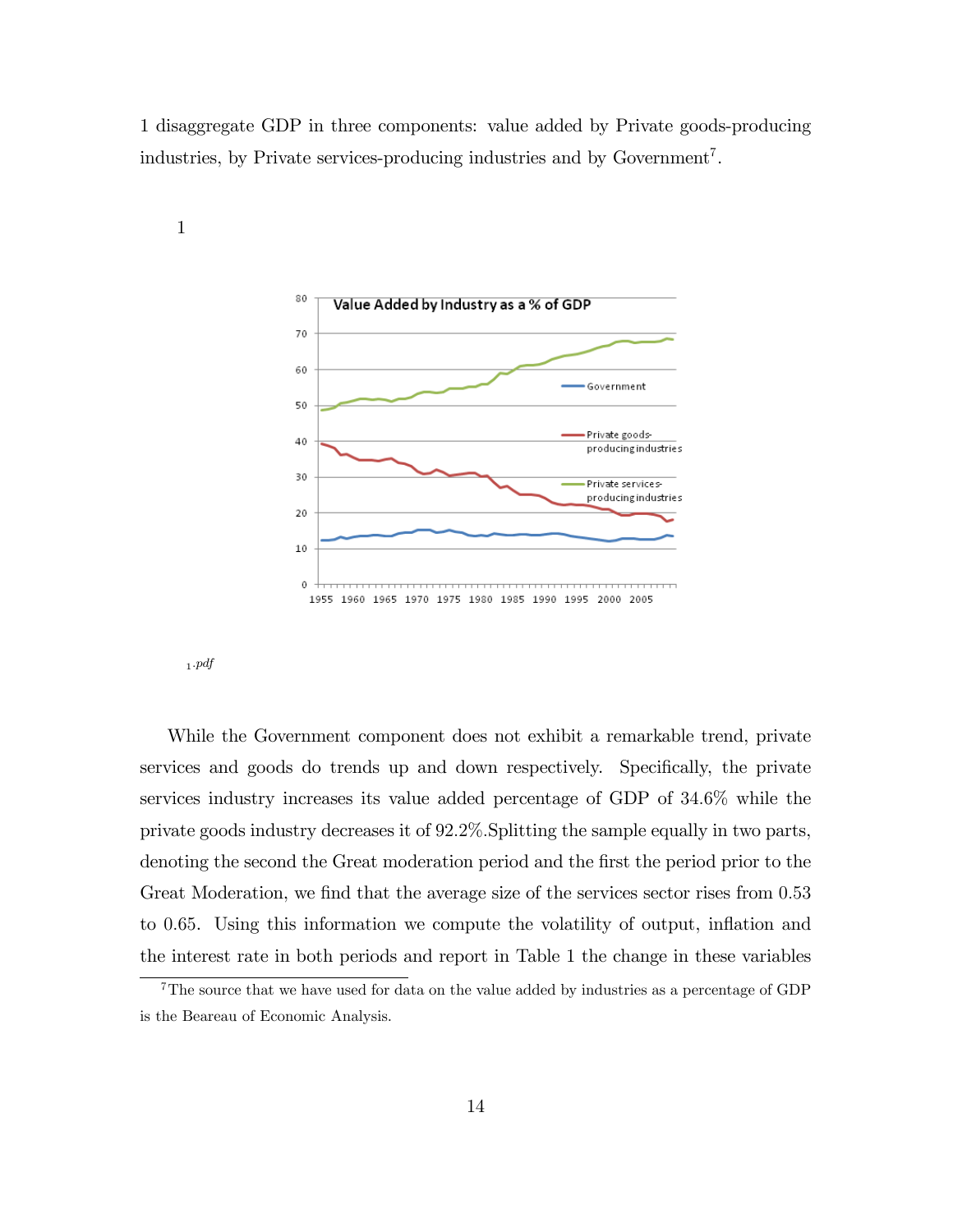1 disaggregate GDP in three components: value added by Private goods-producing industries, by Private services-producing industries and by Government[7].

1

1.pdf

While the Government component does not exhibit a remarkable trend, private services and goods do trends up and down respectively. Specifically, the private services industry increases its value added percentage of GDP of 34.6% while the private goods industry decreases it of 92.2%.Splitting the sample equally in two parts, denoting the second the Great moderation period and the first the period prior to the Great Moderation, we find that the average size of the services sector rises from 0.53 to 0.65. Using this information we compute the volatility of output, inflation and the interest rate in both periods and report in Table 1 the change in these variables

[7] The source that we have used for data on the value added by industries as a percentage of GDP is the Beareau of Economic Analysis.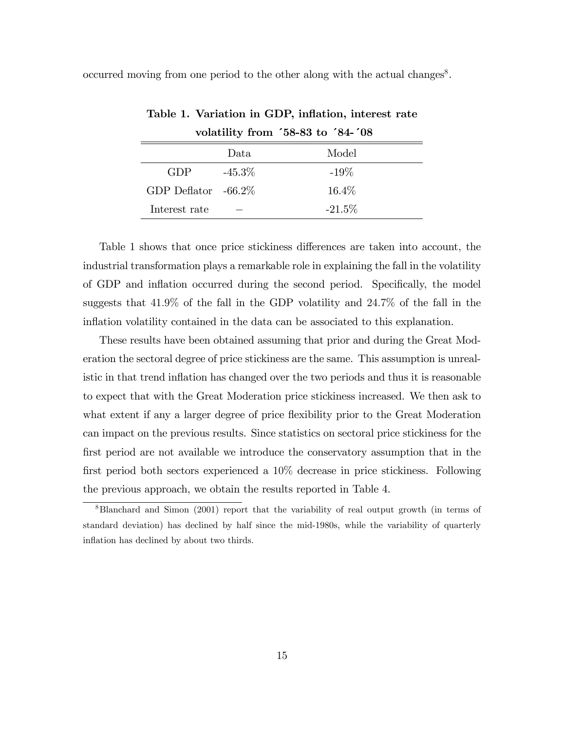occurred moving from one period to the other along with the actual changes[8].

**Table 1. Variation in GDP, inflation, interest rate volatility from ´58-83 to ´84-´08**

| | Data | Model |
|---|---|---|
| GDP | -45.3% | -19% |
| GDP Deflator | -66.2% | 16.4% |
| Interest rate | – | -21.5% |

Table 1 shows that once price stickiness differences are taken into account, the industrial transformation plays a remarkable role in explaining the fall in the volatility of GDP and inflation occurred during the second period. Specifically, the model suggests that 41.9% of the fall in the GDP volatility and 24.7% of the fall in the inflation volatility contained in the data can be associated to this explanation.

These results have been obtained assuming that prior and during the Great Moderation the sectoral degree of price stickiness are the same. This assumption is unrealistic in that trend inflation has changed over the two periods and thus it is reasonable to expect that with the Great Moderation price stickiness increased. We then ask to what extent if any a larger degree of price flexibility prior to the Great Moderation can impact on the previous results. Since statistics on sectoral price stickiness for the first period are not available we introduce the conservatory assumption that in the first period both sectors experienced a 10% decrease in price stickiness. Following the previous approach, we obtain the results reported in Table 4.

[8] Blanchard and Simon (2001) report that the variability of real output growth (in terms of standard deviation) has declined by half since the mid-1980s, while the variability of quarterly inflation has declined by about two thirds.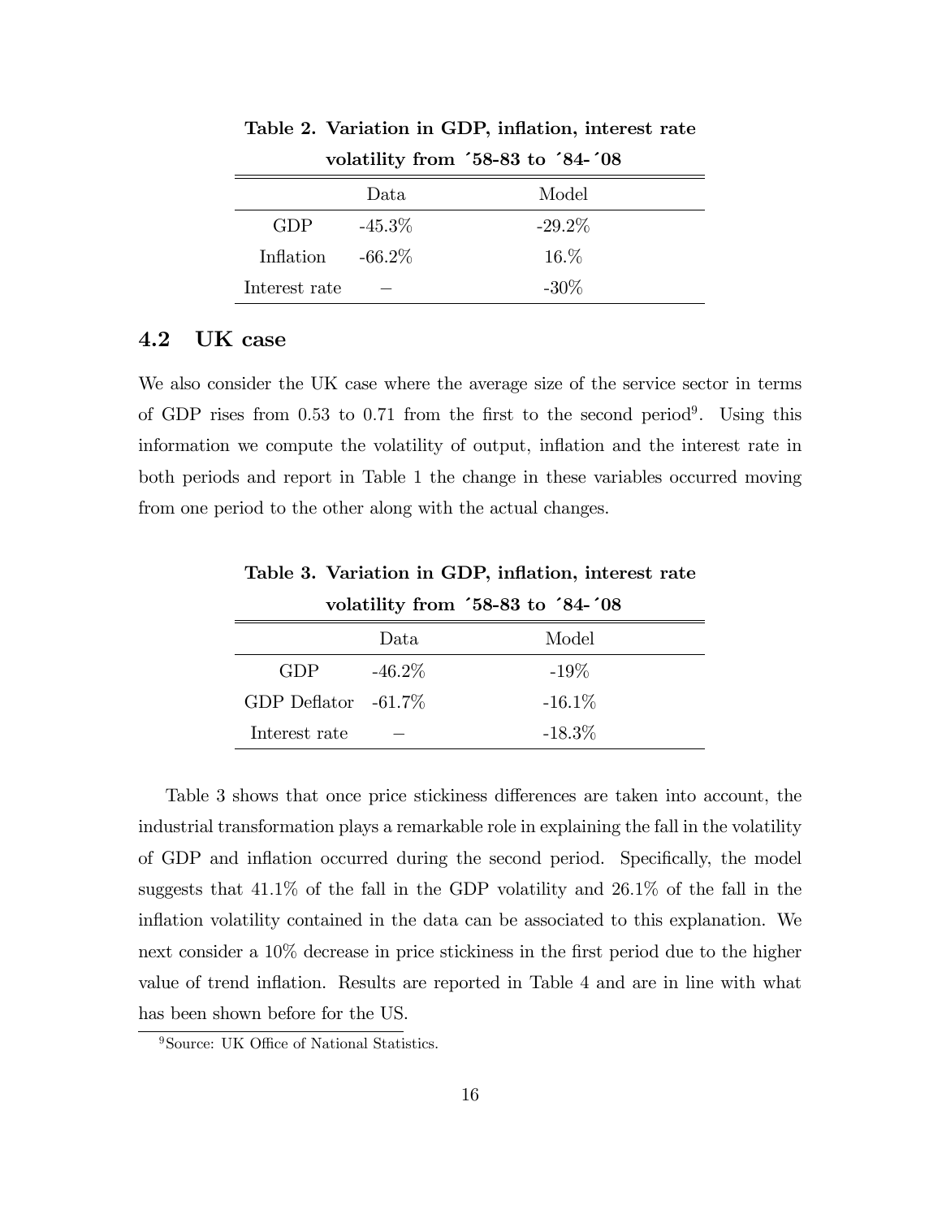**Table 2. Variation in GDP, inflation, interest rate volatility from ´58-83 to ´84-´08**

| | Data | Model |
|---|---|---|
| GDP | -45.3% | -29.2% |
| Inflation | -66.2% | 16.% |
| Interest rate | – | -30% |

## 4.2 UK case

We also consider the UK case where the average size of the service sector in terms of GDP rises from 0.53 to 0.71 from the first to the second period[9]. Using this information we compute the volatility of output, inflation and the interest rate in both periods and report in Table 1 the change in these variables occurred moving from one period to the other along with the actual changes.

**Table 3. Variation in GDP, inflation, interest rate volatility from ´58-83 to ´84-´08**

| | Data | Model |
|---|---|---|
| GDP | -46.2% | -19% |
| GDP Deflator | -61.7% | -16.1% |
| Interest rate | – | -18.3% |

Table 3 shows that once price stickiness differences are taken into account, the industrial transformation plays a remarkable role in explaining the fall in the volatility of GDP and inflation occurred during the second period. Specifically, the model suggests that 41.1% of the fall in the GDP volatility and 26.1% of the fall in the inflation volatility contained in the data can be associated to this explanation. We next consider a 10% decrease in price stickiness in the first period due to the higher value of trend inflation. Results are reported in Table 4 and are in line with what has been shown before for the US.

[9] Source: UK Office of National Statistics.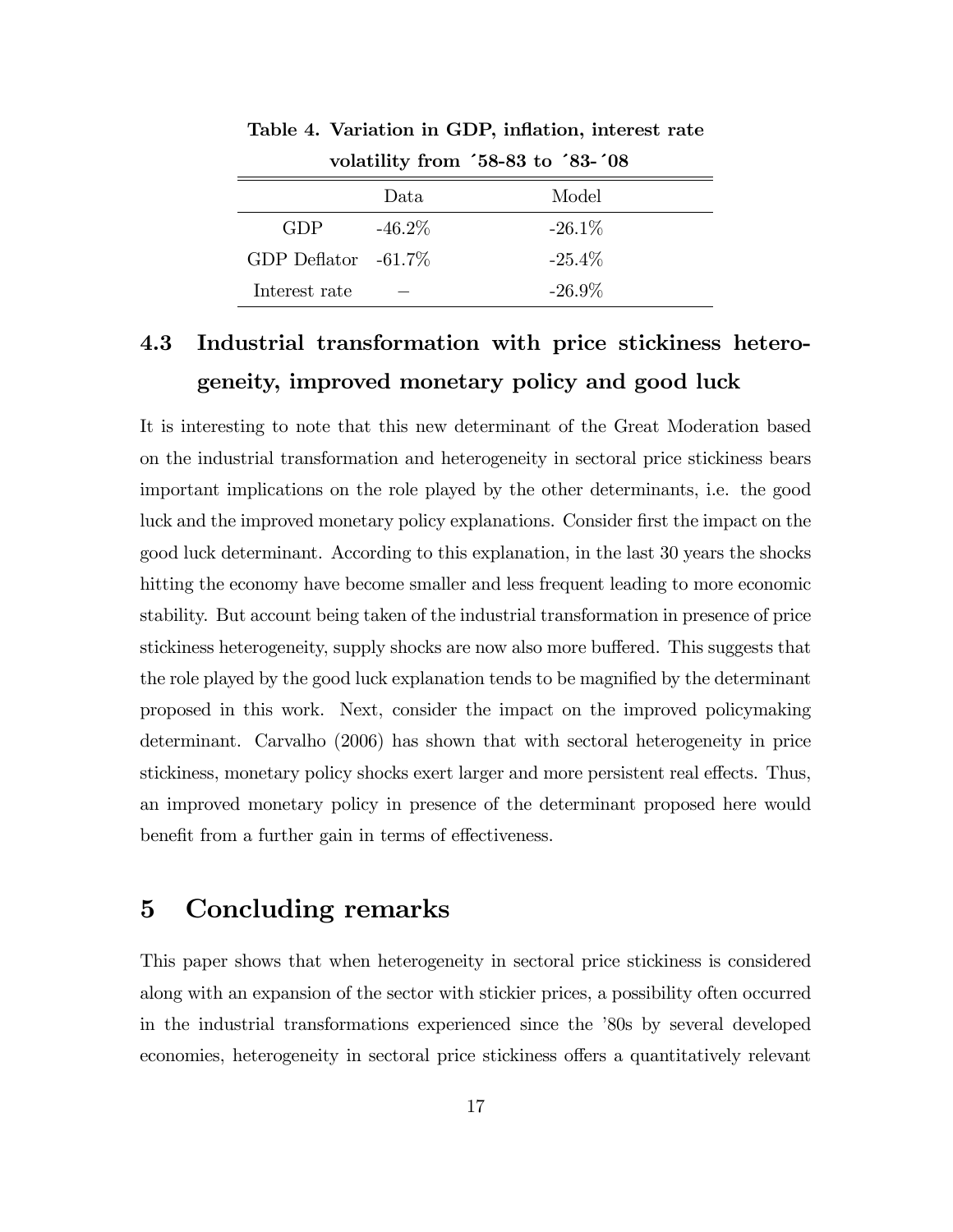**Table 4. Variation in GDP, inflation, interest rate volatility from ´58-83 to ´83-´08**

| | Data | Model |
|---|---|---|
| GDP | -46.2% | -26.1% |
| GDP Deflator | -61.7% | -25.4% |
| Interest rate | – | -26.9% |

### 4.3 Industrial transformation with price stickiness heterogeneity, improved monetary policy and good luck

It is interesting to note that this new determinant of the Great Moderation based on the industrial transformation and heterogeneity in sectoral price stickiness bears important implications on the role played by the other determinants, i.e. the good luck and the improved monetary policy explanations. Consider first the impact on the good luck determinant. According to this explanation, in the last 30 years the shocks hitting the economy have become smaller and less frequent leading to more economic stability. But account being taken of the industrial transformation in presence of price stickiness heterogeneity, supply shocks are now also more buffered. This suggests that the role played by the good luck explanation tends to be magnified by the determinant proposed in this work. Next, consider the impact on the improved policymaking determinant. Carvalho (2006) has shown that with sectoral heterogeneity in price stickiness, monetary policy shocks exert larger and more persistent real effects. Thus, an improved monetary policy in presence of the determinant proposed here would benefit from a further gain in terms of effectiveness.

## 5 Concluding remarks

This paper shows that when heterogeneity in sectoral price stickiness is considered along with an expansion of the sector with stickier prices, a possibility often occurred in the industrial transformations experienced since the '80s by several developed economies, heterogeneity in sectoral price stickiness offers a quantitatively relevant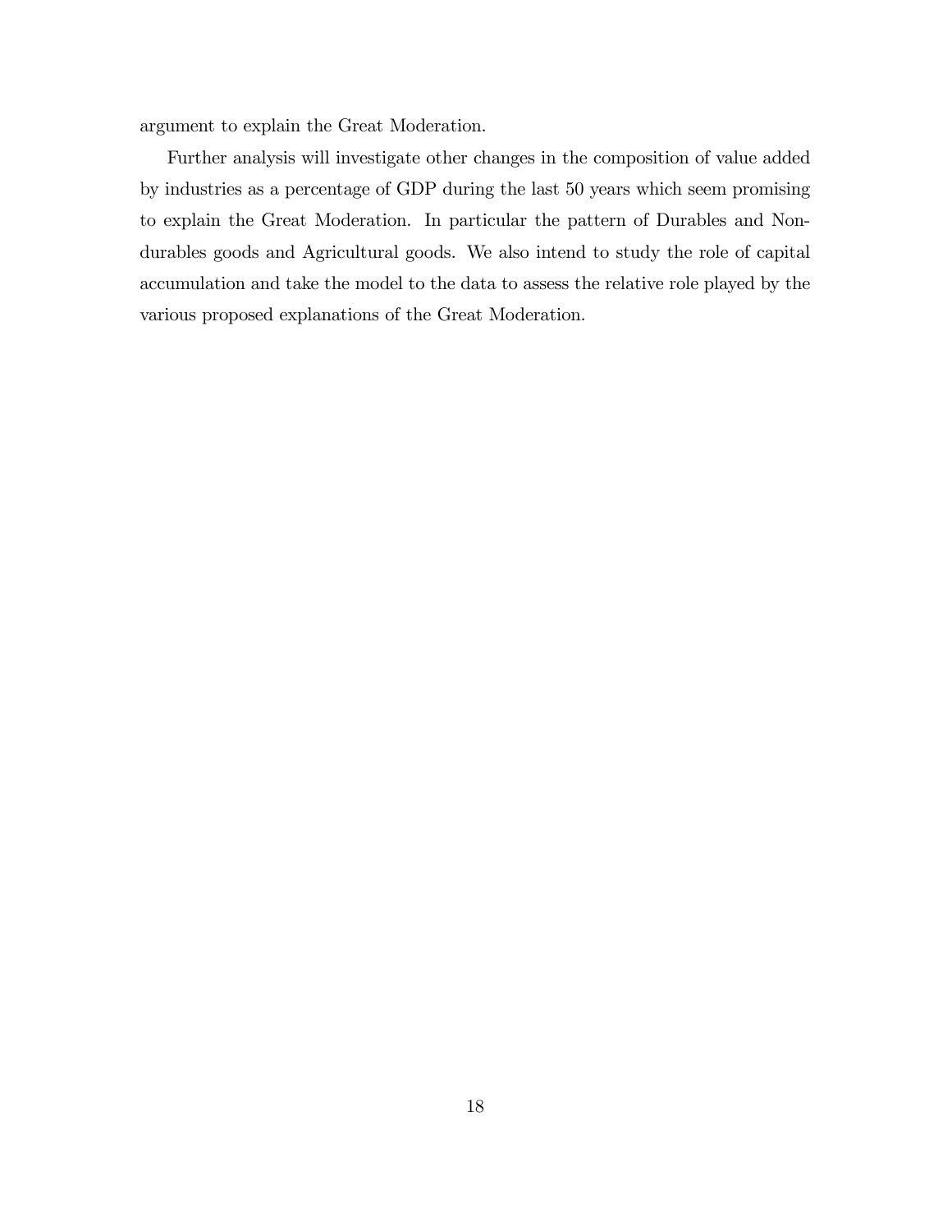argument to explain the Great Moderation.

Further analysis will investigate other changes in the composition of value added by industries as a percentage of GDP during the last 50 years which seem promising to explain the Great Moderation. In particular the pattern of Durables and Non-durables goods and Agricultural goods. We also intend to study the role of capital accumulation and take the model to the data to assess the relative role played by the various proposed explanations of the Great Moderation.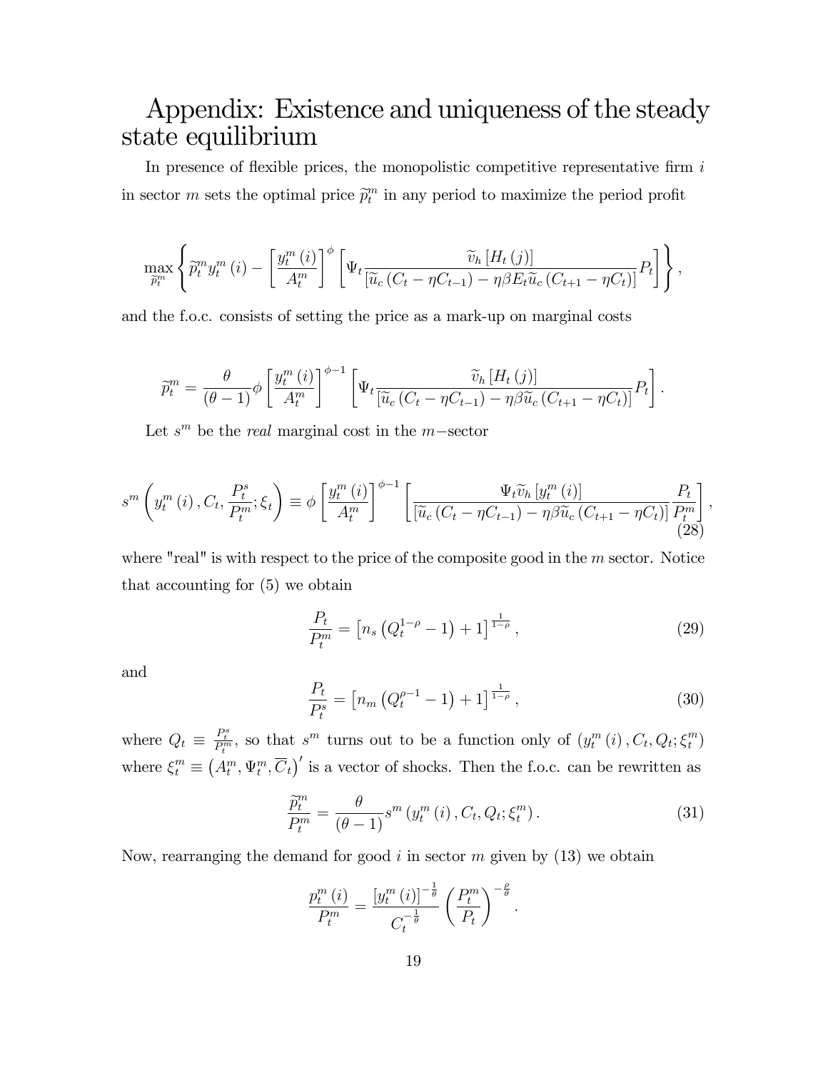# Appendix: Existence and uniqueness of the steady state equilibrium

In presence of flexible prices, the monopolistic competitive representative firm $i$ in sector $m$ sets the optimal price $\widetilde{p}_t^m$ in any period to maximize the period profit

$$
\max_{\widetilde{p}_t^m} \left\{ \widetilde{p}_t^m y_t^m (i) - \left[ \frac{y_t^m (i)}{A_t^m} \right]^{\phi} \left[ \Psi_t \frac{\widetilde{v}_h [H_t (j)]}{[\widetilde{u}_c (C_t - \eta C_{t-1}) - \eta \beta E_t \widetilde{u}_c (C_{t+1} - \eta C_t)]} P_t \right] \right\},
$$

and the f.o.c. consists of setting the price as a mark-up on marginal costs

$$
\widetilde{p}_t^m = \frac{\theta}{(\theta - 1)} \phi \left[ \frac{y_t^m (i)}{A_t^m} \right]^{\phi - 1} \left[ \Psi_t \frac{\widetilde{v}_h [H_t (j)]}{[\widetilde{u}_c (C_t - \eta C_{t-1}) - \eta \beta \widetilde{u}_c (C_{t+1} - \eta C_t)]} P_t \right].
$$

Let $s^m$ be the *real* marginal cost in the $m-$sector

$$
s^m \left( y_t^m (i), C_t, \frac{P_t^s}{P_t^m}; \xi_t \right) \equiv \phi \left[ \frac{y_t^m (i)}{A_t^m} \right]^{\phi - 1} \left[ \frac{\Psi_t \widetilde{v}_h [y_t^m (i)]}{[\widetilde{u}_c (C_t - \eta C_{t-1}) - \eta \beta \widetilde{u}_c (C_{t+1} - \eta C_t)]} \frac{P_t}{P_t^m} \right], \tag{28}
$$

where "real" is with respect to the price of the composite good in the $m$ sector. Notice that accounting for (5) we obtain

$$
\frac{P_t}{P_t^m} = \left[ n_s \left( Q_t^{1-\rho} - 1 \right) + 1 \right]^{\frac{1}{1-\rho}}, \tag{29}
$$

and

$$
\frac{P_t}{P_t^s} = \left[ n_m \left( Q_t^{\rho - 1} - 1 \right) + 1 \right]^{\frac{1}{1-\rho}}, \tag{30}
$$

where $Q_t \equiv \frac{P_t^s}{P_t^m}$, so that $s^m$ turns out to be a function only of $(y_t^m (i), C_t, Q_t; \xi_t^m)$ where $\xi_t^m \equiv \left( A_t^m, \Psi_t^m, \overline{C}_t \right)'$ is a vector of shocks. Then the f.o.c. can be rewritten as

$$
\frac{\widetilde{p}_t^m}{P_t^m} = \frac{\theta}{(\theta - 1)} s^m (y_t^m (i), C_t, Q_t; \xi_t^m). \tag{31}
$$

Now, rearranging the demand for good $i$ in sector $m$ given by (13) we obtain

$$
\frac{p_t^m (i)}{P_t^m} = \frac{[y_t^m (i)]^{-\frac{1}{\theta}}}{C_t^{-\frac{1}{\theta}}} \left( \frac{P_t^m}{P_t} \right)^{-\frac{\rho}{\theta}}.
$$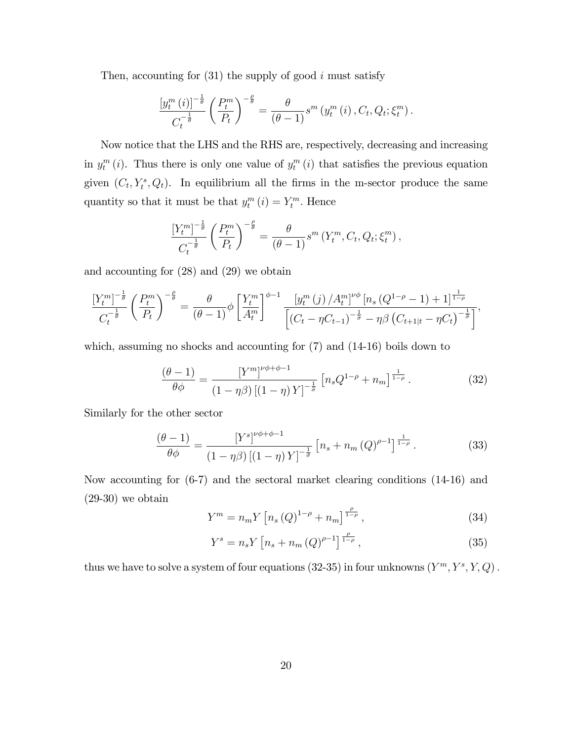Then, accounting for (31) the supply of good $i$ must satisfy

$$\frac{\left[y_t^m(i)\right]^{-\frac{1}{\theta}}}{C_t^{-\frac{1}{\theta}}}\left(\frac{P_t^m}{P_t}\right)^{-\frac{\rho}{\theta}}=\frac{\theta}{(\theta-1)}s^m\left(y_t^m(i),C_t,Q_t;\xi_t^m\right).$$

Now notice that the LHS and the RHS are, respectively, decreasing and increasing in $y_t^m(i)$. Thus there is only one value of $y_t^m(i)$ that satisfies the previous equation given $(C_t, Y_t^s, Q_t)$. In equilibrium all the firms in the m-sector produce the same quantity so that it must be that $y_t^m(i)=Y_t^m$. Hence

$$\frac{\left[Y_t^m\right]^{-\frac{1}{\theta}}}{C_t^{-\frac{1}{\theta}}}\left(\frac{P_t^m}{P_t}\right)^{-\frac{\rho}{\theta}}=\frac{\theta}{(\theta-1)}s^m\left(Y_t^m,C_t,Q_t;\xi_t^m\right),$$

and accounting for (28) and (29) we obtain

$$\frac{\left[Y_t^m\right]^{-\frac{1}{\theta}}}{C_t^{-\frac{1}{\theta}}}\left(\frac{P_t^m}{P_t}\right)^{-\frac{\rho}{\theta}}=\frac{\theta}{(\theta-1)}\phi\left[\frac{Y_t^m}{A_t^m}\right]^{\phi-1}\frac{\left[y_t^m(j)/A_t^m\right]^{\nu\phi}\left[n_s\left(Q^{1-\rho}-1\right)+1\right]^{\frac{1}{1-\rho}}}{\left[\left(C_t-\eta C_{t-1}\right)^{-\frac{1}{\sigma}}-\eta\beta\left(C_{t+1|t}-\eta C_t\right)^{-\frac{1}{\sigma}}\right]},$$

which, assuming no shocks and accounting for (7) and (14-16) boils down to

$$\frac{(\theta-1)}{\theta\phi}=\frac{\left[Y^m\right]^{\nu\phi+\phi-1}}{(1-\eta\beta)\left[(1-\eta)Y\right]^{-\frac{1}{\sigma}}}\left[n_sQ^{1-\rho}+n_m\right]^{\frac{1}{1-\rho}}. \tag{32}$$

Similarly for the other sector

$$\frac{(\theta-1)}{\theta\phi}=\frac{\left[Y^s\right]^{\nu\phi+\phi-1}}{(1-\eta\beta)\left[(1-\eta)Y\right]^{-\frac{1}{\sigma}}}\left[n_s+n_m(Q)^{\rho-1}\right]^{\frac{1}{1-\rho}}. \tag{33}$$

Now accounting for (6-7) and the sectoral market clearing conditions (14-16) and (29-30) we obtain

$$Y^m=n_mY\left[n_s(Q)^{1-\rho}+n_m\right]^{\frac{\rho}{1-\rho}}, \tag{34}$$

$$Y^s=n_sY\left[n_s+n_m(Q)^{\rho-1}\right]^{\frac{\rho}{1-\rho}}, \tag{35}$$

thus we have to solve a system of four equations (32-35) in four unknowns $(Y^m, Y^s, Y, Q)$.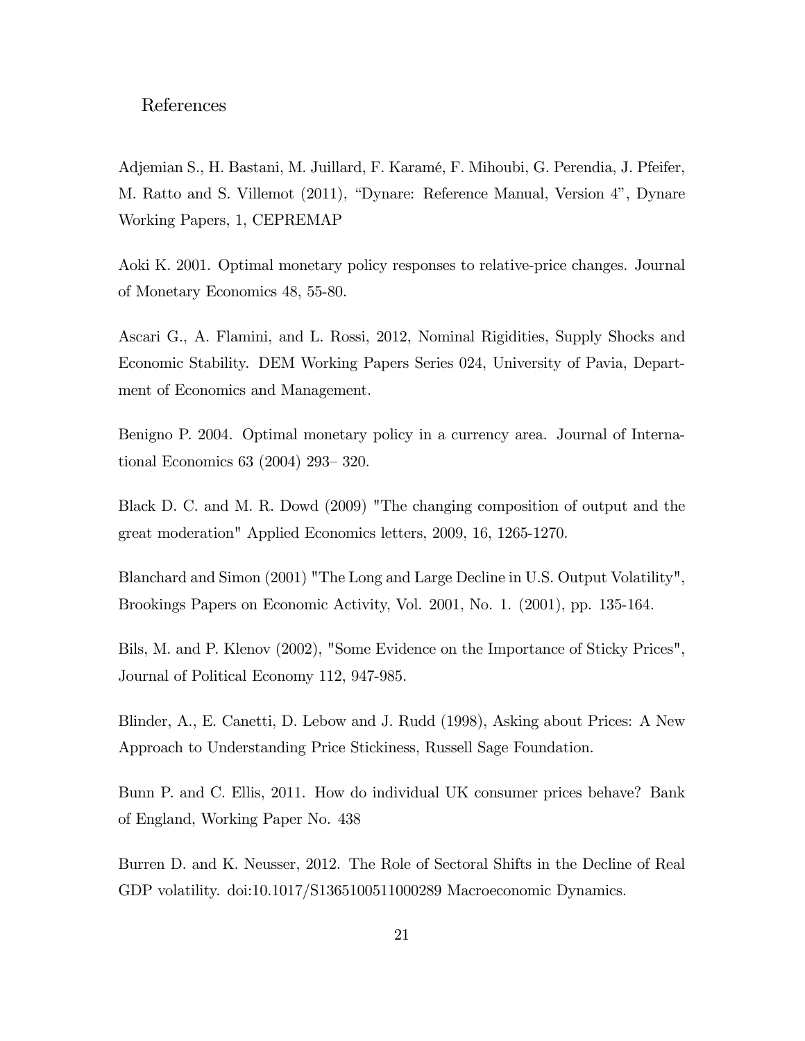## References

Adjemian S., H. Bastani, M. Juillard, F. Karamé, F. Mihoubi, G. Perendia, J. Pfeifer, M. Ratto and S. Villemot (2011), "Dynare: Reference Manual, Version 4", Dynare Working Papers, 1, CEPREMAP

Aoki K. 2001. Optimal monetary policy responses to relative-price changes. Journal of Monetary Economics 48, 55-80.

Ascari G., A. Flamini, and L. Rossi, 2012, Nominal Rigidities, Supply Shocks and Economic Stability. DEM Working Papers Series 024, University of Pavia, Department of Economics and Management.

Benigno P. 2004. Optimal monetary policy in a currency area. Journal of International Economics 63 (2004) 293– 320.

Black D. C. and M. R. Dowd (2009) "The changing composition of output and the great moderation" Applied Economics letters, 2009, 16, 1265-1270.

Blanchard and Simon (2001) "The Long and Large Decline in U.S. Output Volatility", Brookings Papers on Economic Activity, Vol. 2001, No. 1. (2001), pp. 135-164.

Bils, M. and P. Klenov (2002), "Some Evidence on the Importance of Sticky Prices", Journal of Political Economy 112, 947-985.

Blinder, A., E. Canetti, D. Lebow and J. Rudd (1998), Asking about Prices: A New Approach to Understanding Price Stickiness, Russell Sage Foundation.

Bunn P. and C. Ellis, 2011. How do individual UK consumer prices behave? Bank of England, Working Paper No. 438

Burren D. and K. Neusser, 2012. The Role of Sectoral Shifts in the Decline of Real GDP volatility. doi:10.1017/S1365100511000289 Macroeconomic Dynamics.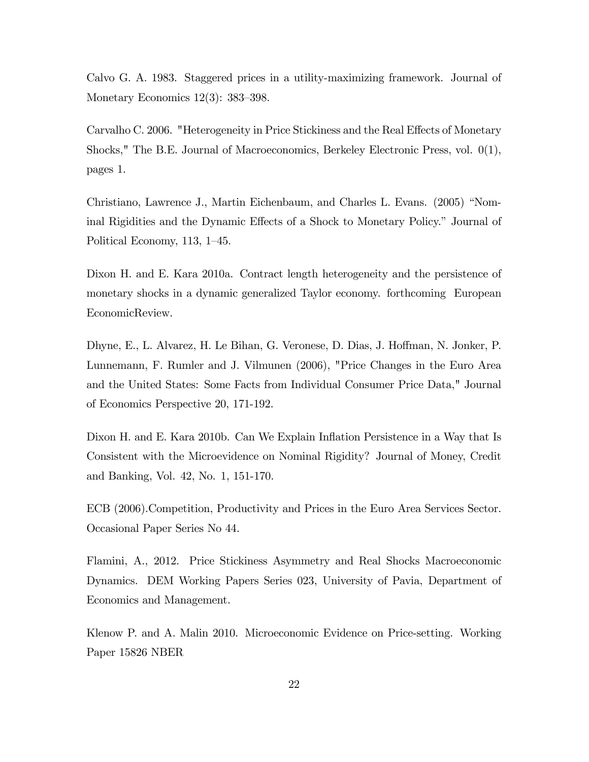Calvo G. A. 1983. Staggered prices in a utility-maximizing framework. Journal of Monetary Economics 12(3): 383–398.

Carvalho C. 2006. "Heterogeneity in Price Stickiness and the Real Effects of Monetary Shocks," The B.E. Journal of Macroeconomics, Berkeley Electronic Press, vol. 0(1), pages 1.

Christiano, Lawrence J., Martin Eichenbaum, and Charles L. Evans. (2005) "Nominal Rigidities and the Dynamic Effects of a Shock to Monetary Policy." Journal of Political Economy, 113, 1–45.

Dixon H. and E. Kara 2010a. Contract length heterogeneity and the persistence of monetary shocks in a dynamic generalized Taylor economy. forthcoming European EconomicReview.

Dhyne, E., L. Alvarez, H. Le Bihan, G. Veronese, D. Dias, J. Hoffman, N. Jonker, P. Lunnemann, F. Rumler and J. Vilmunen (2006), "Price Changes in the Euro Area and the United States: Some Facts from Individual Consumer Price Data," Journal of Economics Perspective 20, 171-192.

Dixon H. and E. Kara 2010b. Can We Explain Inflation Persistence in a Way that Is Consistent with the Microevidence on Nominal Rigidity? Journal of Money, Credit and Banking, Vol. 42, No. 1, 151-170.

ECB (2006).Competition, Productivity and Prices in the Euro Area Services Sector. Occasional Paper Series No 44.

Flamini, A., 2012. Price Stickiness Asymmetry and Real Shocks Macroeconomic Dynamics. DEM Working Papers Series 023, University of Pavia, Department of Economics and Management.

Klenow P. and A. Malin 2010. Microeconomic Evidence on Price-setting. Working Paper 15826 NBER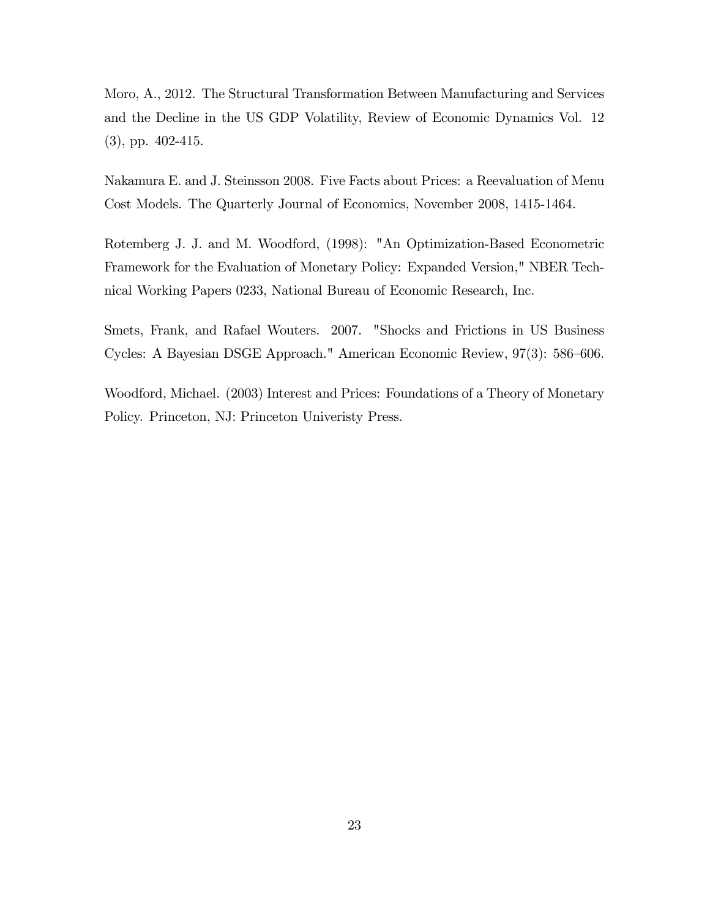Moro, A., 2012. The Structural Transformation Between Manufacturing and Services and the Decline in the US GDP Volatility, Review of Economic Dynamics Vol. 12 (3), pp. 402-415.

Nakamura E. and J. Steinsson 2008. Five Facts about Prices: a Reevaluation of Menu Cost Models. The Quarterly Journal of Economics, November 2008, 1415-1464.

Rotemberg J. J. and M. Woodford, (1998): "An Optimization-Based Econometric Framework for the Evaluation of Monetary Policy: Expanded Version," NBER Technical Working Papers 0233, National Bureau of Economic Research, Inc.

Smets, Frank, and Rafael Wouters. 2007. "Shocks and Frictions in US Business Cycles: A Bayesian DSGE Approach." American Economic Review, 97(3): 586–606.

Woodford, Michael. (2003) Interest and Prices: Foundations of a Theory of Monetary Policy. Princeton, NJ: Princeton Univeristy Press.